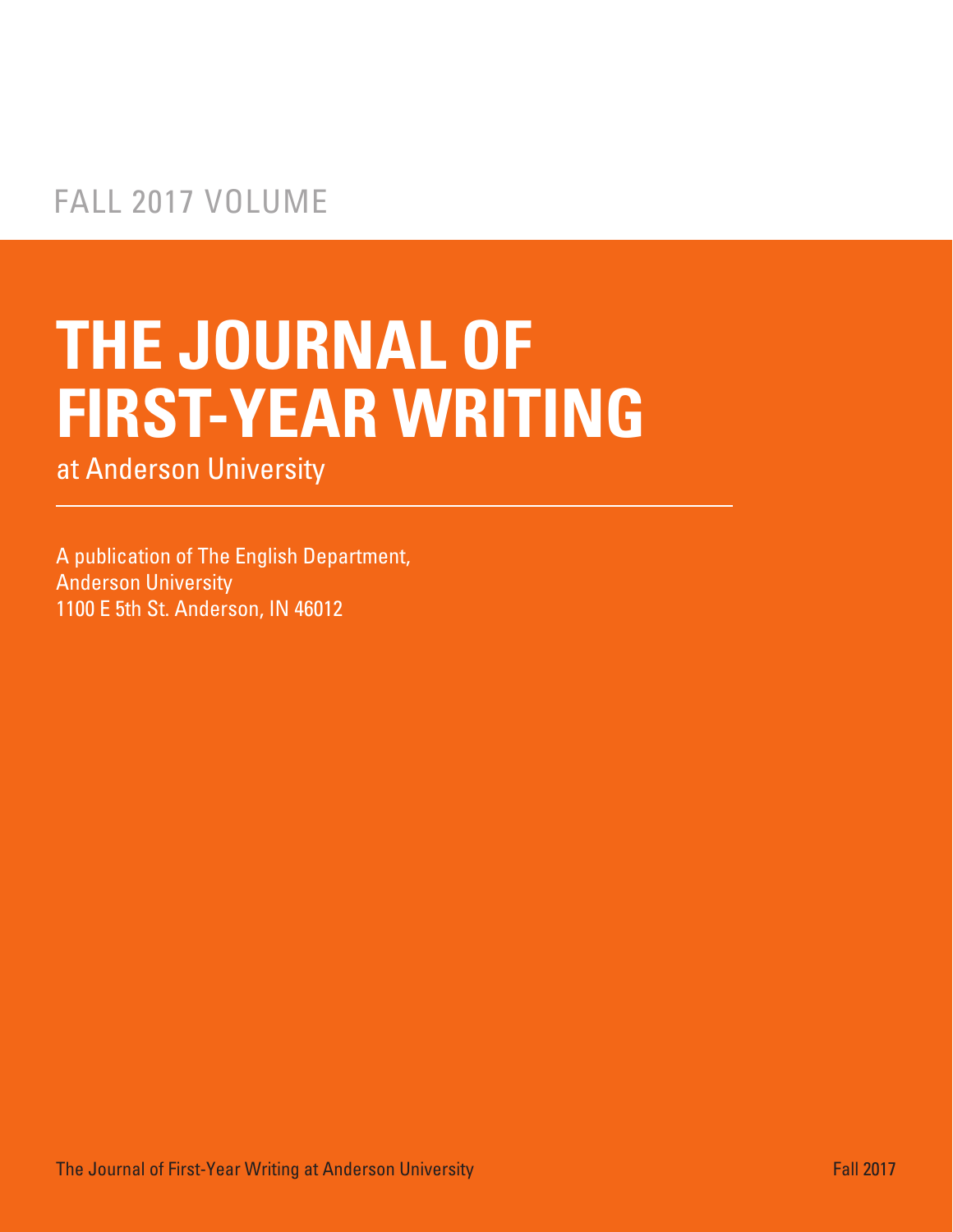FALL 2017 VOLUME

# THE JOURNAL OF FIRST-YEAR WRITING

at Anderson University

A publication of The English Department,
Anderson University
1100 E 5th St. Anderson, IN 46012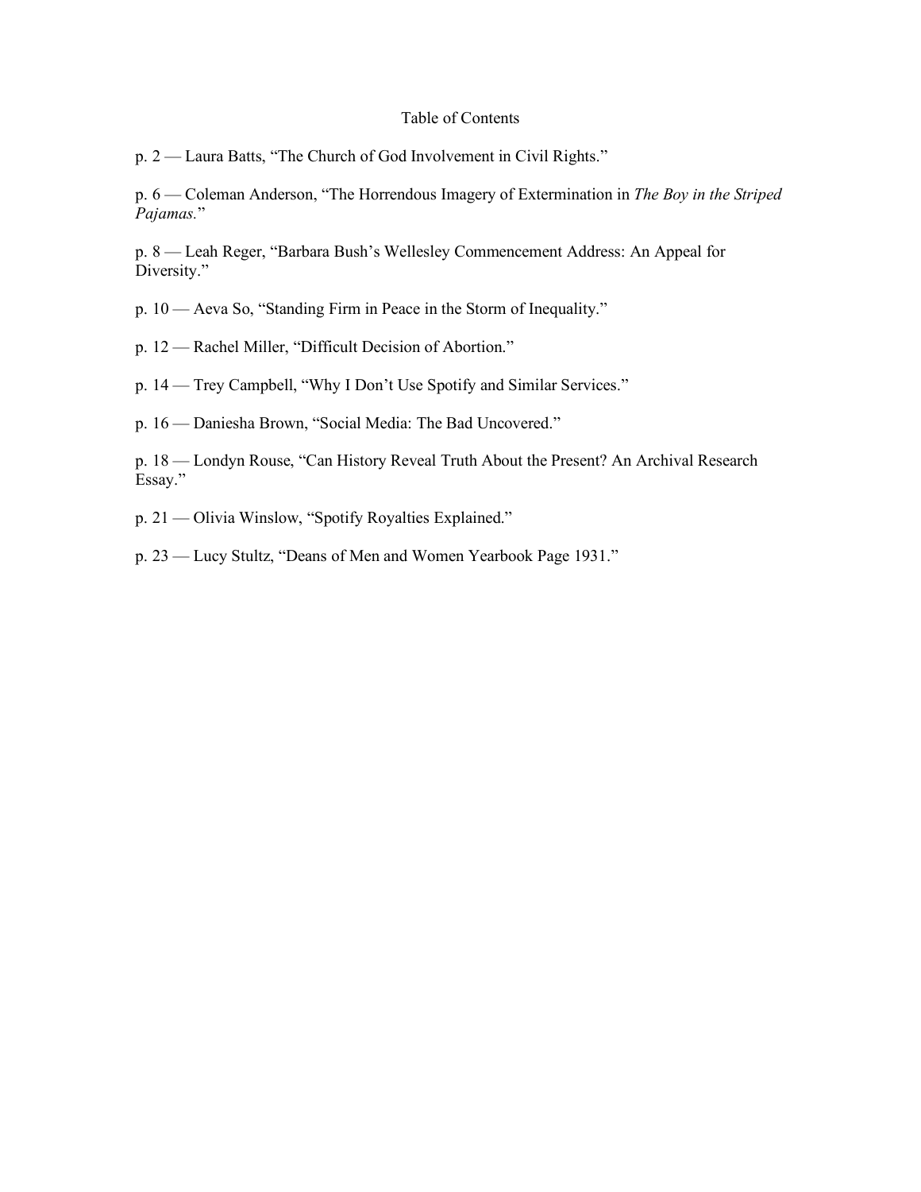# Table of Contents

p. 2 — Laura Batts, "The Church of God Involvement in Civil Rights."

p. 6 — Coleman Anderson, "The Horrendous Imagery of Extermination in *The Boy in the Striped Pajamas.*"

p. 8 — Leah Reger, "Barbara Bush's Wellesley Commencement Address: An Appeal for Diversity."

p. 10 — Aeva So, "Standing Firm in Peace in the Storm of Inequality."

p. 12 — Rachel Miller, "Difficult Decision of Abortion."

p. 14 — Trey Campbell, "Why I Don't Use Spotify and Similar Services."

p. 16 — Daniesha Brown, "Social Media: The Bad Uncovered."

p. 18 — Londyn Rouse, "Can History Reveal Truth About the Present? An Archival Research Essay."

p. 21 — Olivia Winslow, "Spotify Royalties Explained."

p. 23 — Lucy Stultz, "Deans of Men and Women Yearbook Page 1931."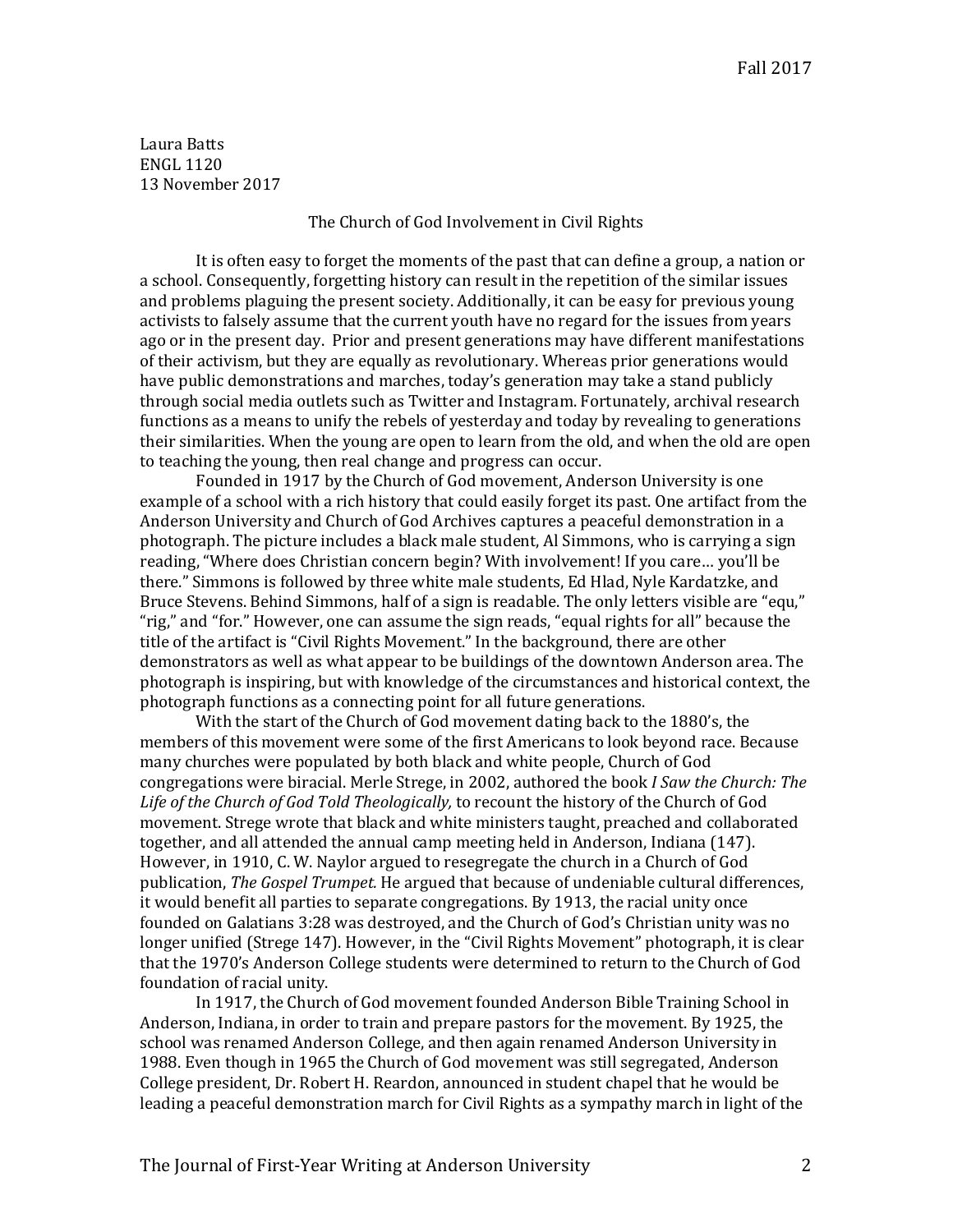Laura Batts
ENGL 1120
13 November 2017

## The Church of God Involvement in Civil Rights

It is often easy to forget the moments of the past that can define a group, a nation or a school. Consequently, forgetting history can result in the repetition of the similar issues and problems plaguing the present society. Additionally, it can be easy for previous young activists to falsely assume that the current youth have no regard for the issues from years ago or in the present day. Prior and present generations may have different manifestations of their activism, but they are equally as revolutionary. Whereas prior generations would have public demonstrations and marches, today's generation may take a stand publicly through social media outlets such as Twitter and Instagram. Fortunately, archival research functions as a means to unify the rebels of yesterday and today by revealing to generations their similarities. When the young are open to learn from the old, and when the old are open to teaching the young, then real change and progress can occur.

Founded in 1917 by the Church of God movement, Anderson University is one example of a school with a rich history that could easily forget its past. One artifact from the Anderson University and Church of God Archives captures a peaceful demonstration in a photograph. The picture includes a black male student, Al Simmons, who is carrying a sign reading, "Where does Christian concern begin? With involvement! If you care… you'll be there." Simmons is followed by three white male students, Ed Hlad, Nyle Kardatzke, and Bruce Stevens. Behind Simmons, half of a sign is readable. The only letters visible are "equ," "rig," and "for." However, one can assume the sign reads, "equal rights for all" because the title of the artifact is "Civil Rights Movement." In the background, there are other demonstrators as well as what appear to be buildings of the downtown Anderson area. The photograph is inspiring, but with knowledge of the circumstances and historical context, the photograph functions as a connecting point for all future generations.

With the start of the Church of God movement dating back to the 1880's, the members of this movement were some of the first Americans to look beyond race. Because many churches were populated by both black and white people, Church of God congregations were biracial. Merle Strege, in 2002, authored the book *I Saw the Church: The Life of the Church of God Told Theologically,* to recount the history of the Church of God movement. Strege wrote that black and white ministers taught, preached and collaborated together, and all attended the annual camp meeting held in Anderson, Indiana (147). However, in 1910, C. W. Naylor argued to resegregate the church in a Church of God publication, *The Gospel Trumpet.* He argued that because of undeniable cultural differences, it would benefit all parties to separate congregations. By 1913, the racial unity once founded on Galatians 3:28 was destroyed, and the Church of God's Christian unity was no longer unified (Strege 147). However, in the "Civil Rights Movement" photograph, it is clear that the 1970's Anderson College students were determined to return to the Church of God foundation of racial unity.

In 1917, the Church of God movement founded Anderson Bible Training School in Anderson, Indiana, in order to train and prepare pastors for the movement. By 1925, the school was renamed Anderson College, and then again renamed Anderson University in 1988. Even though in 1965 the Church of God movement was still segregated, Anderson College president, Dr. Robert H. Reardon, announced in student chapel that he would be leading a peaceful demonstration march for Civil Rights as a sympathy march in light of the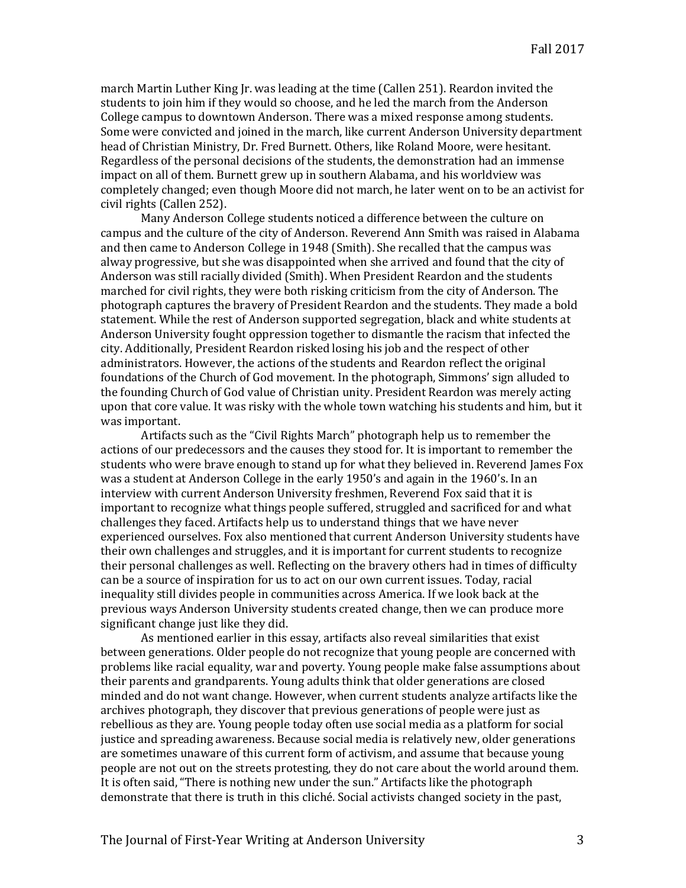march Martin Luther King Jr. was leading at the time (Callen 251). Reardon invited the students to join him if they would so choose, and he led the march from the Anderson College campus to downtown Anderson. There was a mixed response among students. Some were convicted and joined in the march, like current Anderson University department head of Christian Ministry, Dr. Fred Burnett. Others, like Roland Moore, were hesitant. Regardless of the personal decisions of the students, the demonstration had an immense impact on all of them. Burnett grew up in southern Alabama, and his worldview was completely changed; even though Moore did not march, he later went on to be an activist for civil rights (Callen 252).

Many Anderson College students noticed a difference between the culture on campus and the culture of the city of Anderson. Reverend Ann Smith was raised in Alabama and then came to Anderson College in 1948 (Smith). She recalled that the campus was alway progressive, but she was disappointed when she arrived and found that the city of Anderson was still racially divided (Smith). When President Reardon and the students marched for civil rights, they were both risking criticism from the city of Anderson. The photograph captures the bravery of President Reardon and the students. They made a bold statement. While the rest of Anderson supported segregation, black and white students at Anderson University fought oppression together to dismantle the racism that infected the city. Additionally, President Reardon risked losing his job and the respect of other administrators. However, the actions of the students and Reardon reflect the original foundations of the Church of God movement. In the photograph, Simmons' sign alluded to the founding Church of God value of Christian unity. President Reardon was merely acting upon that core value. It was risky with the whole town watching his students and him, but it was important.

Artifacts such as the "Civil Rights March" photograph help us to remember the actions of our predecessors and the causes they stood for. It is important to remember the students who were brave enough to stand up for what they believed in. Reverend James Fox was a student at Anderson College in the early 1950's and again in the 1960's. In an interview with current Anderson University freshmen, Reverend Fox said that it is important to recognize what things people suffered, struggled and sacrificed for and what challenges they faced. Artifacts help us to understand things that we have never experienced ourselves. Fox also mentioned that current Anderson University students have their own challenges and struggles, and it is important for current students to recognize their personal challenges as well. Reflecting on the bravery others had in times of difficulty can be a source of inspiration for us to act on our own current issues. Today, racial inequality still divides people in communities across America. If we look back at the previous ways Anderson University students created change, then we can produce more significant change just like they did.

As mentioned earlier in this essay, artifacts also reveal similarities that exist between generations. Older people do not recognize that young people are concerned with problems like racial equality, war and poverty. Young people make false assumptions about their parents and grandparents. Young adults think that older generations are closed minded and do not want change. However, when current students analyze artifacts like the archives photograph, they discover that previous generations of people were just as rebellious as they are. Young people today often use social media as a platform for social justice and spreading awareness. Because social media is relatively new, older generations are sometimes unaware of this current form of activism, and assume that because young people are not out on the streets protesting, they do not care about the world around them. It is often said, "There is nothing new under the sun." Artifacts like the photograph demonstrate that there is truth in this cliché. Social activists changed society in the past,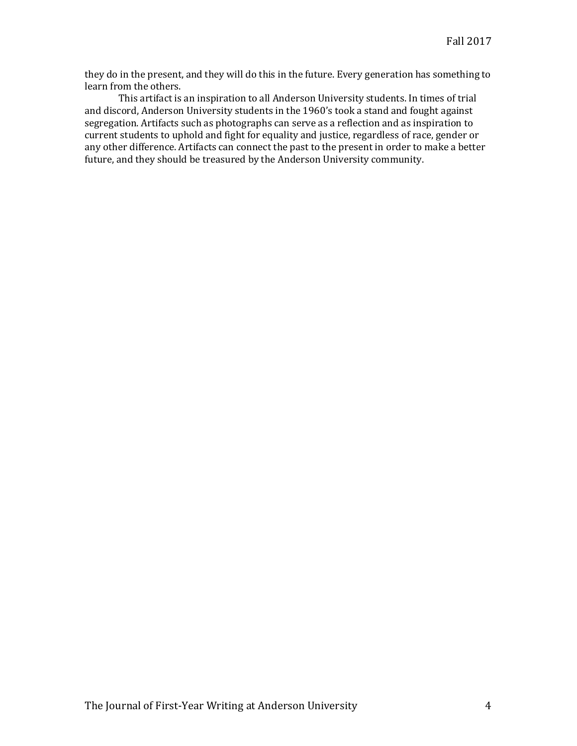they do in the present, and they will do this in the future. Every generation has something to learn from the others.

This artifact is an inspiration to all Anderson University students. In times of trial and discord, Anderson University students in the 1960's took a stand and fought against segregation. Artifacts such as photographs can serve as a reflection and as inspiration to current students to uphold and fight for equality and justice, regardless of race, gender or any other difference. Artifacts can connect the past to the present in order to make a better future, and they should be treasured by the Anderson University community.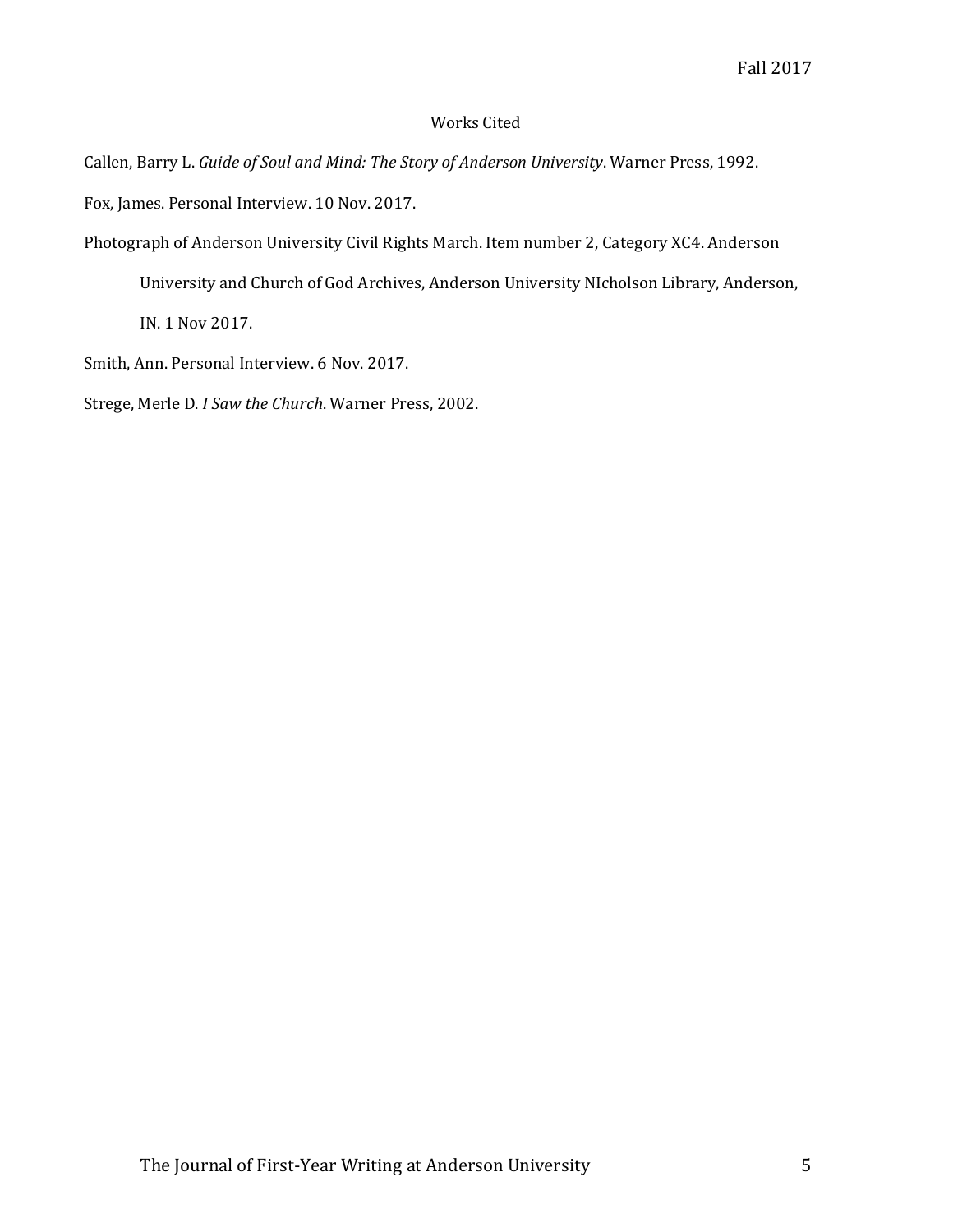## Works Cited

Callen, Barry L. *Guide of Soul and Mind: The Story of Anderson University*. Warner Press, 1992.

Fox, James. Personal Interview. 10 Nov. 2017.

Photograph of Anderson University Civil Rights March. Item number 2, Category XC4. Anderson University and Church of God Archives, Anderson University NIcholson Library, Anderson, IN. 1 Nov 2017.

Smith, Ann. Personal Interview. 6 Nov. 2017.

Strege, Merle D. *I Saw the Church*. Warner Press, 2002.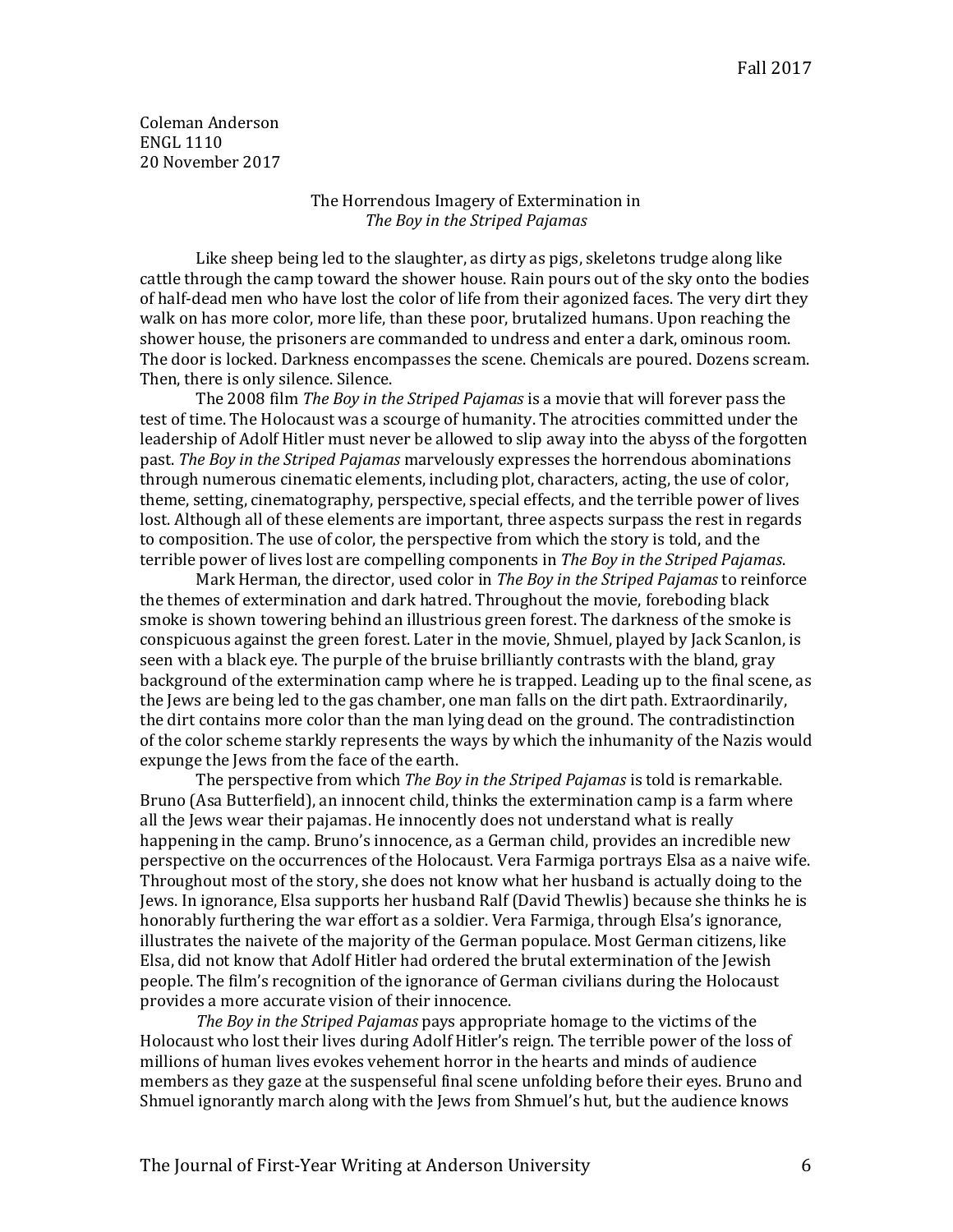Coleman Anderson
ENGL 1110
20 November 2017

## The Horrendous Imagery of Extermination in *The Boy in the Striped Pajamas*

Like sheep being led to the slaughter, as dirty as pigs, skeletons trudge along like cattle through the camp toward the shower house. Rain pours out of the sky onto the bodies of half-dead men who have lost the color of life from their agonized faces. The very dirt they walk on has more color, more life, than these poor, brutalized humans. Upon reaching the shower house, the prisoners are commanded to undress and enter a dark, ominous room. The door is locked. Darkness encompasses the scene. Chemicals are poured. Dozens scream. Then, there is only silence. Silence.

The 2008 film *The Boy in the Striped Pajamas* is a movie that will forever pass the test of time. The Holocaust was a scourge of humanity. The atrocities committed under the leadership of Adolf Hitler must never be allowed to slip away into the abyss of the forgotten past. *The Boy in the Striped Pajamas* marvelously expresses the horrendous abominations through numerous cinematic elements, including plot, characters, acting, the use of color, theme, setting, cinematography, perspective, special effects, and the terrible power of lives lost. Although all of these elements are important, three aspects surpass the rest in regards to composition. The use of color, the perspective from which the story is told, and the terrible power of lives lost are compelling components in *The Boy in the Striped Pajamas*.

Mark Herman, the director, used color in *The Boy in the Striped Pajamas* to reinforce the themes of extermination and dark hatred. Throughout the movie, foreboding black smoke is shown towering behind an illustrious green forest. The darkness of the smoke is conspicuous against the green forest. Later in the movie, Shmuel, played by Jack Scanlon, is seen with a black eye. The purple of the bruise brilliantly contrasts with the bland, gray background of the extermination camp where he is trapped. Leading up to the final scene, as the Jews are being led to the gas chamber, one man falls on the dirt path. Extraordinarily, the dirt contains more color than the man lying dead on the ground. The contradistinction of the color scheme starkly represents the ways by which the inhumanity of the Nazis would expunge the Jews from the face of the earth.

The perspective from which *The Boy in the Striped Pajamas* is told is remarkable. Bruno (Asa Butterfield), an innocent child, thinks the extermination camp is a farm where all the Jews wear their pajamas. He innocently does not understand what is really happening in the camp. Bruno's innocence, as a German child, provides an incredible new perspective on the occurrences of the Holocaust. Vera Farmiga portrays Elsa as a naive wife. Throughout most of the story, she does not know what her husband is actually doing to the Jews. In ignorance, Elsa supports her husband Ralf (David Thewlis) because she thinks he is honorably furthering the war effort as a soldier. Vera Farmiga, through Elsa's ignorance, illustrates the naivete of the majority of the German populace. Most German citizens, like Elsa, did not know that Adolf Hitler had ordered the brutal extermination of the Jewish people. The film's recognition of the ignorance of German civilians during the Holocaust provides a more accurate vision of their innocence.

*The Boy in the Striped Pajamas* pays appropriate homage to the victims of the Holocaust who lost their lives during Adolf Hitler's reign. The terrible power of the loss of millions of human lives evokes vehement horror in the hearts and minds of audience members as they gaze at the suspenseful final scene unfolding before their eyes. Bruno and Shmuel ignorantly march along with the Jews from Shmuel's hut, but the audience knows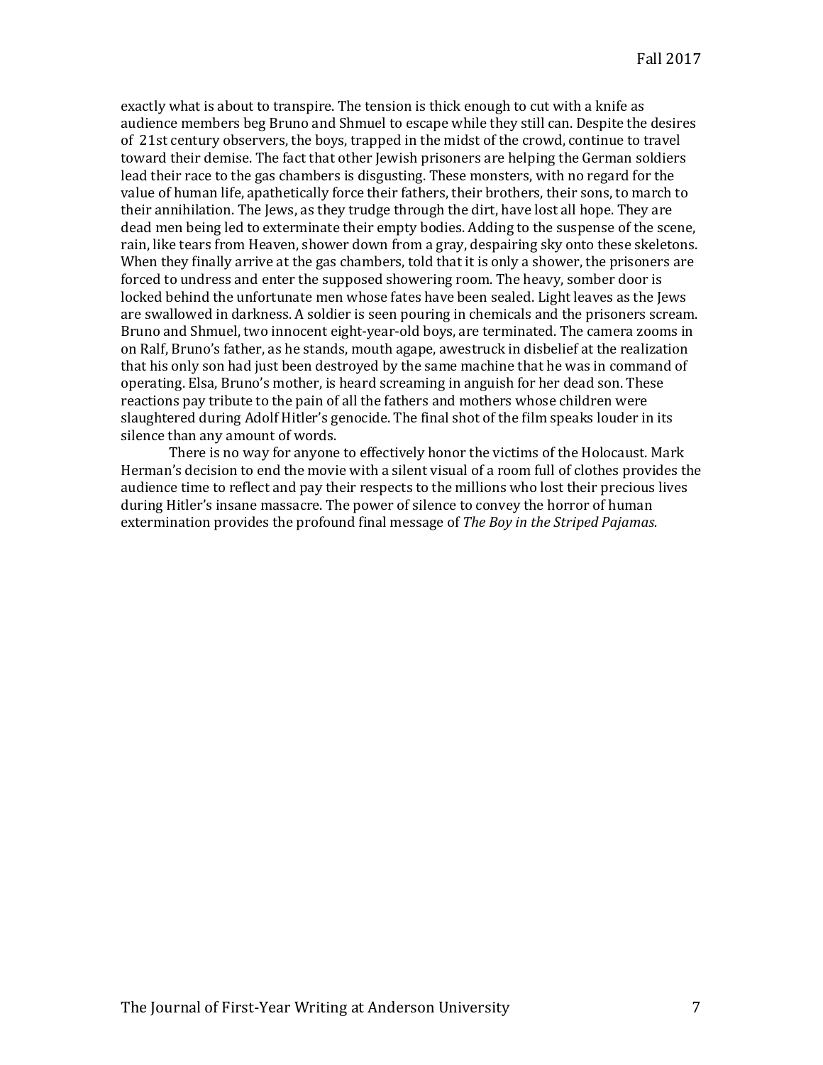exactly what is about to transpire. The tension is thick enough to cut with a knife as audience members beg Bruno and Shmuel to escape while they still can. Despite the desires of 21st century observers, the boys, trapped in the midst of the crowd, continue to travel toward their demise. The fact that other Jewish prisoners are helping the German soldiers lead their race to the gas chambers is disgusting. These monsters, with no regard for the value of human life, apathetically force their fathers, their brothers, their sons, to march to their annihilation. The Jews, as they trudge through the dirt, have lost all hope. They are dead men being led to exterminate their empty bodies. Adding to the suspense of the scene, rain, like tears from Heaven, shower down from a gray, despairing sky onto these skeletons. When they finally arrive at the gas chambers, told that it is only a shower, the prisoners are forced to undress and enter the supposed showering room. The heavy, somber door is locked behind the unfortunate men whose fates have been sealed. Light leaves as the Jews are swallowed in darkness. A soldier is seen pouring in chemicals and the prisoners scream. Bruno and Shmuel, two innocent eight-year-old boys, are terminated. The camera zooms in on Ralf, Bruno's father, as he stands, mouth agape, awestruck in disbelief at the realization that his only son had just been destroyed by the same machine that he was in command of operating. Elsa, Bruno's mother, is heard screaming in anguish for her dead son. These reactions pay tribute to the pain of all the fathers and mothers whose children were slaughtered during Adolf Hitler's genocide. The final shot of the film speaks louder in its silence than any amount of words.

There is no way for anyone to effectively honor the victims of the Holocaust. Mark Herman's decision to end the movie with a silent visual of a room full of clothes provides the audience time to reflect and pay their respects to the millions who lost their precious lives during Hitler's insane massacre. The power of silence to convey the horror of human extermination provides the profound final message of *The Boy in the Striped Pajamas.*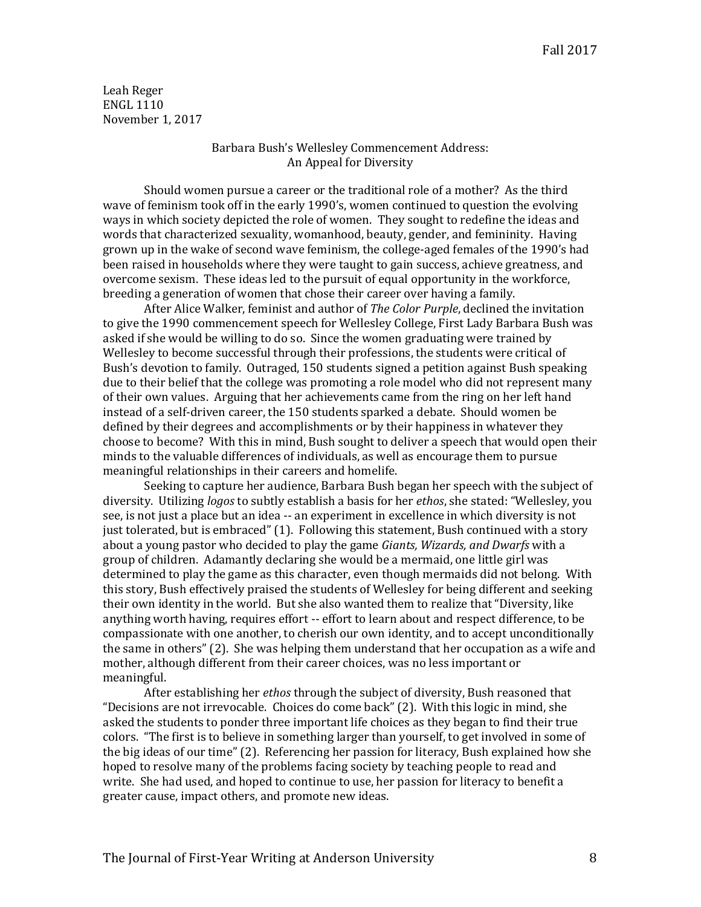Leah Reger
ENGL 1110
November 1, 2017

## Barbara Bush's Wellesley Commencement Address: An Appeal for Diversity

Should women pursue a career or the traditional role of a mother? As the third wave of feminism took off in the early 1990's, women continued to question the evolving ways in which society depicted the role of women. They sought to redefine the ideas and words that characterized sexuality, womanhood, beauty, gender, and femininity. Having grown up in the wake of second wave feminism, the college-aged females of the 1990's had been raised in households where they were taught to gain success, achieve greatness, and overcome sexism. These ideas led to the pursuit of equal opportunity in the workforce, breeding a generation of women that chose their career over having a family.

After Alice Walker, feminist and author of *The Color Purple*, declined the invitation to give the 1990 commencement speech for Wellesley College, First Lady Barbara Bush was asked if she would be willing to do so. Since the women graduating were trained by Wellesley to become successful through their professions, the students were critical of Bush's devotion to family. Outraged, 150 students signed a petition against Bush speaking due to their belief that the college was promoting a role model who did not represent many of their own values. Arguing that her achievements came from the ring on her left hand instead of a self-driven career, the 150 students sparked a debate. Should women be defined by their degrees and accomplishments or by their happiness in whatever they choose to become? With this in mind, Bush sought to deliver a speech that would open their minds to the valuable differences of individuals, as well as encourage them to pursue meaningful relationships in their careers and homelife.

Seeking to capture her audience, Barbara Bush began her speech with the subject of diversity. Utilizing *logos* to subtly establish a basis for her *ethos*, she stated: "Wellesley, you see, is not just a place but an idea -- an experiment in excellence in which diversity is not just tolerated, but is embraced" (1). Following this statement, Bush continued with a story about a young pastor who decided to play the game *Giants, Wizards, and Dwarfs* with a group of children. Adamantly declaring she would be a mermaid, one little girl was determined to play the game as this character, even though mermaids did not belong. With this story, Bush effectively praised the students of Wellesley for being different and seeking their own identity in the world. But she also wanted them to realize that "Diversity, like anything worth having, requires effort -- effort to learn about and respect difference, to be compassionate with one another, to cherish our own identity, and to accept unconditionally the same in others" (2). She was helping them understand that her occupation as a wife and mother, although different from their career choices, was no less important or meaningful.

After establishing her *ethos* through the subject of diversity, Bush reasoned that "Decisions are not irrevocable. Choices do come back" (2). With this logic in mind, she asked the students to ponder three important life choices as they began to find their true colors. "The first is to believe in something larger than yourself, to get involved in some of the big ideas of our time" (2). Referencing her passion for literacy, Bush explained how she hoped to resolve many of the problems facing society by teaching people to read and write. She had used, and hoped to continue to use, her passion for literacy to benefit a greater cause, impact others, and promote new ideas.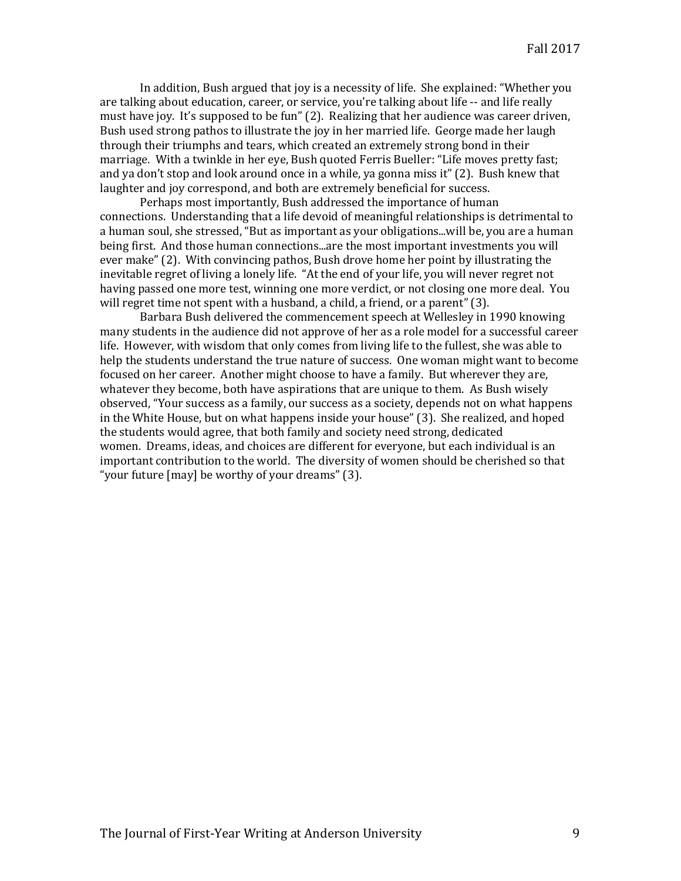In addition, Bush argued that joy is a necessity of life. She explained: "Whether you are talking about education, career, or service, you're talking about life -- and life really must have joy. It's supposed to be fun" (2). Realizing that her audience was career driven, Bush used strong pathos to illustrate the joy in her married life. George made her laugh through their triumphs and tears, which created an extremely strong bond in their marriage. With a twinkle in her eye, Bush quoted Ferris Bueller: "Life moves pretty fast; and ya don't stop and look around once in a while, ya gonna miss it" (2). Bush knew that laughter and joy correspond, and both are extremely beneficial for success.

Perhaps most importantly, Bush addressed the importance of human connections. Understanding that a life devoid of meaningful relationships is detrimental to a human soul, she stressed, "But as important as your obligations...will be, you are a human being first. And those human connections...are the most important investments you will ever make" (2). With convincing pathos, Bush drove home her point by illustrating the inevitable regret of living a lonely life. "At the end of your life, you will never regret not having passed one more test, winning one more verdict, or not closing one more deal. You will regret time not spent with a husband, a child, a friend, or a parent" (3).

Barbara Bush delivered the commencement speech at Wellesley in 1990 knowing many students in the audience did not approve of her as a role model for a successful career life. However, with wisdom that only comes from living life to the fullest, she was able to help the students understand the true nature of success. One woman might want to become focused on her career. Another might choose to have a family. But wherever they are, whatever they become, both have aspirations that are unique to them. As Bush wisely observed, "Your success as a family, our success as a society, depends not on what happens in the White House, but on what happens inside your house" (3). She realized, and hoped the students would agree, that both family and society need strong, dedicated women. Dreams, ideas, and choices are different for everyone, but each individual is an important contribution to the world. The diversity of women should be cherished so that "your future [may] be worthy of your dreams" (3).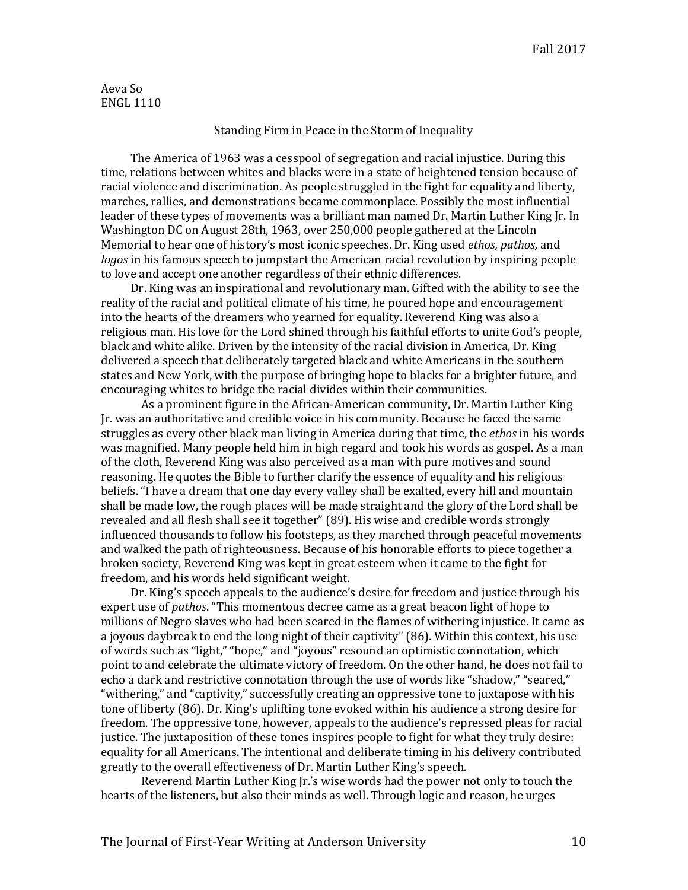Aeva So
ENGL 1110

## Standing Firm in Peace in the Storm of Inequality

The America of 1963 was a cesspool of segregation and racial injustice. During this time, relations between whites and blacks were in a state of heightened tension because of racial violence and discrimination. As people struggled in the fight for equality and liberty, marches, rallies, and demonstrations became commonplace. Possibly the most influential leader of these types of movements was a brilliant man named Dr. Martin Luther King Jr. In Washington DC on August 28th, 1963, over 250,000 people gathered at the Lincoln Memorial to hear one of history's most iconic speeches. Dr. King used *ethos, pathos,* and *logos* in his famous speech to jumpstart the American racial revolution by inspiring people to love and accept one another regardless of their ethnic differences.

Dr. King was an inspirational and revolutionary man. Gifted with the ability to see the reality of the racial and political climate of his time, he poured hope and encouragement into the hearts of the dreamers who yearned for equality. Reverend King was also a religious man. His love for the Lord shined through his faithful efforts to unite God's people, black and white alike. Driven by the intensity of the racial division in America, Dr. King delivered a speech that deliberately targeted black and white Americans in the southern states and New York, with the purpose of bringing hope to blacks for a brighter future, and encouraging whites to bridge the racial divides within their communities.

As a prominent figure in the African-American community, Dr. Martin Luther King Jr. was an authoritative and credible voice in his community. Because he faced the same struggles as every other black man living in America during that time, the *ethos* in his words was magnified. Many people held him in high regard and took his words as gospel. As a man of the cloth, Reverend King was also perceived as a man with pure motives and sound reasoning. He quotes the Bible to further clarify the essence of equality and his religious beliefs. "I have a dream that one day every valley shall be exalted, every hill and mountain shall be made low, the rough places will be made straight and the glory of the Lord shall be revealed and all flesh shall see it together" (89). His wise and credible words strongly influenced thousands to follow his footsteps, as they marched through peaceful movements and walked the path of righteousness. Because of his honorable efforts to piece together a broken society, Reverend King was kept in great esteem when it came to the fight for freedom, and his words held significant weight.

Dr. King's speech appeals to the audience's desire for freedom and justice through his expert use of *pathos*. "This momentous decree came as a great beacon light of hope to millions of Negro slaves who had been seared in the flames of withering injustice. It came as a joyous daybreak to end the long night of their captivity" (86). Within this context, his use of words such as "light," "hope," and "joyous" resound an optimistic connotation, which point to and celebrate the ultimate victory of freedom. On the other hand, he does not fail to echo a dark and restrictive connotation through the use of words like "shadow," "seared," "withering," and "captivity," successfully creating an oppressive tone to juxtapose with his tone of liberty (86). Dr. King's uplifting tone evoked within his audience a strong desire for freedom. The oppressive tone, however, appeals to the audience's repressed pleas for racial justice. The juxtaposition of these tones inspires people to fight for what they truly desire: equality for all Americans. The intentional and deliberate timing in his delivery contributed greatly to the overall effectiveness of Dr. Martin Luther King's speech.

Reverend Martin Luther King Jr.'s wise words had the power not only to touch the hearts of the listeners, but also their minds as well. Through logic and reason, he urges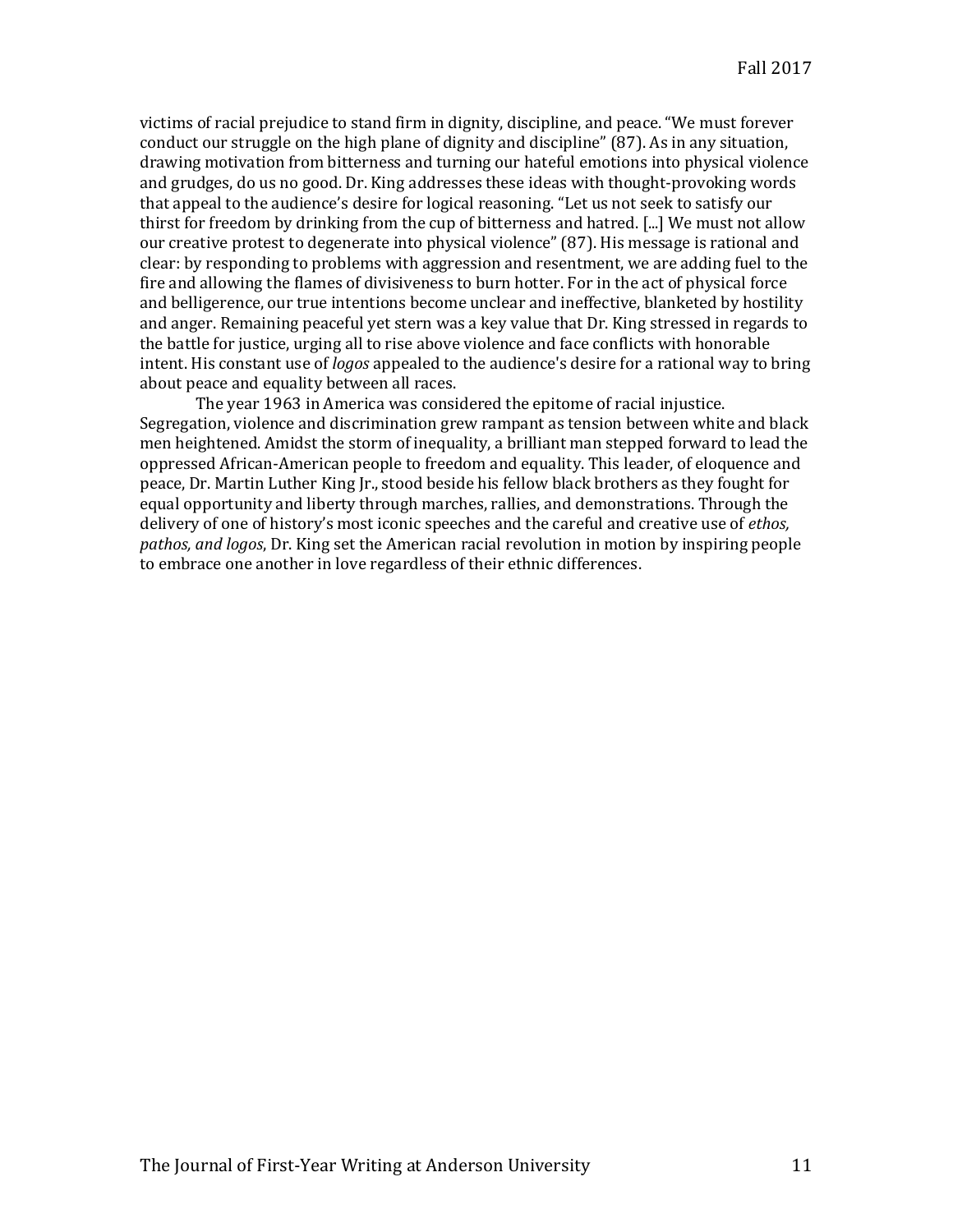victims of racial prejudice to stand firm in dignity, discipline, and peace. "We must forever conduct our struggle on the high plane of dignity and discipline" (87). As in any situation, drawing motivation from bitterness and turning our hateful emotions into physical violence and grudges, do us no good. Dr. King addresses these ideas with thought-provoking words that appeal to the audience's desire for logical reasoning. "Let us not seek to satisfy our thirst for freedom by drinking from the cup of bitterness and hatred. [...] We must not allow our creative protest to degenerate into physical violence" (87). His message is rational and clear: by responding to problems with aggression and resentment, we are adding fuel to the fire and allowing the flames of divisiveness to burn hotter. For in the act of physical force and belligerence, our true intentions become unclear and ineffective, blanketed by hostility and anger. Remaining peaceful yet stern was a key value that Dr. King stressed in regards to the battle for justice, urging all to rise above violence and face conflicts with honorable intent. His constant use of *logos* appealed to the audience's desire for a rational way to bring about peace and equality between all races.

The year 1963 in America was considered the epitome of racial injustice. Segregation, violence and discrimination grew rampant as tension between white and black men heightened. Amidst the storm of inequality, a brilliant man stepped forward to lead the oppressed African-American people to freedom and equality. This leader, of eloquence and peace, Dr. Martin Luther King Jr., stood beside his fellow black brothers as they fought for equal opportunity and liberty through marches, rallies, and demonstrations. Through the delivery of one of history's most iconic speeches and the careful and creative use of *ethos, pathos, and logos*, Dr. King set the American racial revolution in motion by inspiring people to embrace one another in love regardless of their ethnic differences.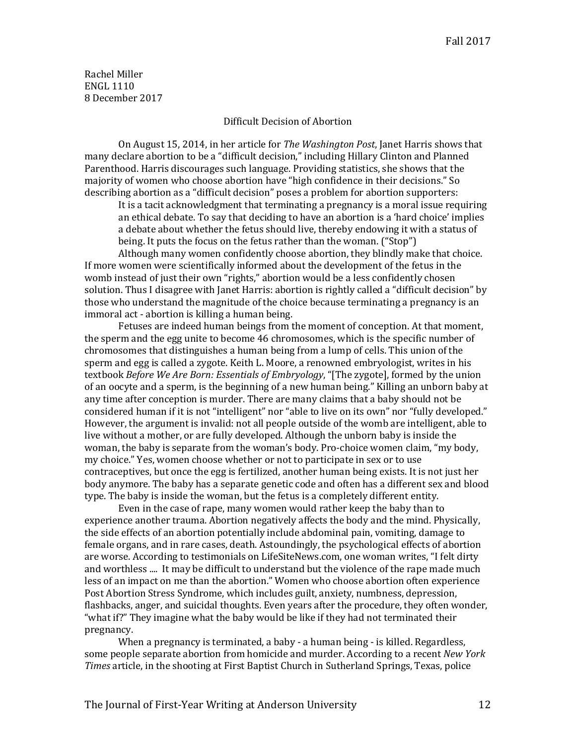Rachel Miller
ENGL 1110
8 December 2017

Difficult Decision of Abortion

On August 15, 2014, in her article for *The Washington Post*, Janet Harris shows that many declare abortion to be a "difficult decision," including Hillary Clinton and Planned Parenthood. Harris discourages such language. Providing statistics, she shows that the majority of women who choose abortion have "high confidence in their decisions." So describing abortion as a "difficult decision" poses a problem for abortion supporters:

> It is a tacit acknowledgment that terminating a pregnancy is a moral issue requiring an ethical debate. To say that deciding to have an abortion is a 'hard choice' implies a debate about whether the fetus should live, thereby endowing it with a status of being. It puts the focus on the fetus rather than the woman. ("Stop")

Although many women confidently choose abortion, they blindly make that choice. If more women were scientifically informed about the development of the fetus in the womb instead of just their own "rights," abortion would be a less confidently chosen solution. Thus I disagree with Janet Harris: abortion is rightly called a "difficult decision" by those who understand the magnitude of the choice because terminating a pregnancy is an immoral act - abortion is killing a human being.

Fetuses are indeed human beings from the moment of conception. At that moment, the sperm and the egg unite to become 46 chromosomes, which is the specific number of chromosomes that distinguishes a human being from a lump of cells. This union of the sperm and egg is called a zygote. Keith L. Moore, a renowned embryologist, writes in his textbook *Before We Are Born: Essentials of Embryology*, "[The zygote], formed by the union of an oocyte and a sperm, is the beginning of a new human being." Killing an unborn baby at any time after conception is murder. There are many claims that a baby should not be considered human if it is not "intelligent" nor "able to live on its own" nor "fully developed." However, the argument is invalid: not all people outside of the womb are intelligent, able to live without a mother, or are fully developed. Although the unborn baby is inside the woman, the baby is separate from the woman's body. Pro-choice women claim, "my body, my choice." Yes, women choose whether or not to participate in sex or to use contraceptives, but once the egg is fertilized, another human being exists. It is not just her body anymore. The baby has a separate genetic code and often has a different sex and blood type. The baby is inside the woman, but the fetus is a completely different entity.

Even in the case of rape, many women would rather keep the baby than to experience another trauma. Abortion negatively affects the body and the mind. Physically, the side effects of an abortion potentially include abdominal pain, vomiting, damage to female organs, and in rare cases, death. Astoundingly, the psychological effects of abortion are worse. According to testimonials on LifeSiteNews.com, one woman writes, "I felt dirty and worthless .... It may be difficult to understand but the violence of the rape made much less of an impact on me than the abortion." Women who choose abortion often experience Post Abortion Stress Syndrome, which includes guilt, anxiety, numbness, depression, flashbacks, anger, and suicidal thoughts. Even years after the procedure, they often wonder, "what if?" They imagine what the baby would be like if they had not terminated their pregnancy.

When a pregnancy is terminated, a baby - a human being - is killed. Regardless, some people separate abortion from homicide and murder. According to a recent *New York Times* article, in the shooting at First Baptist Church in Sutherland Springs, Texas, police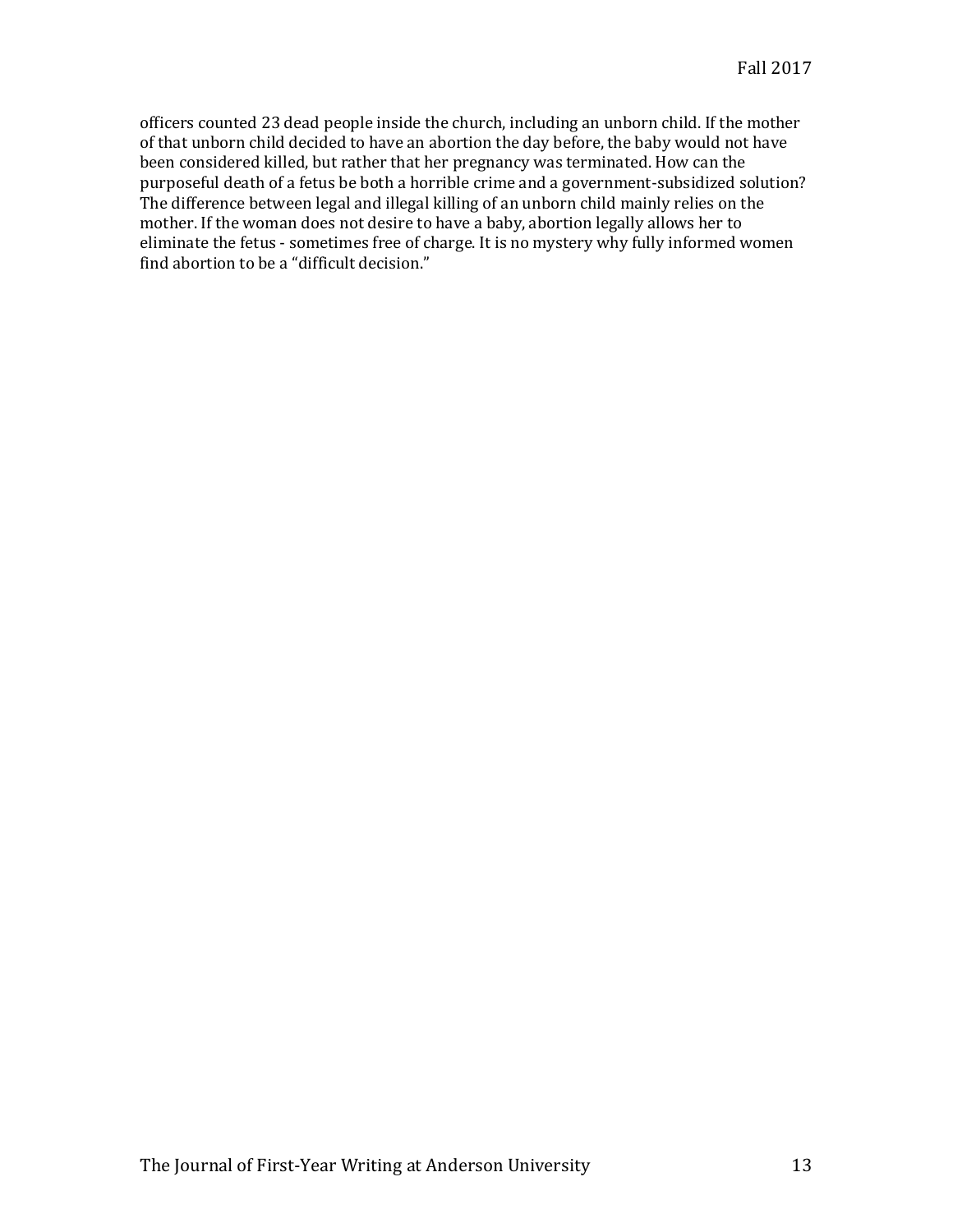officers counted 23 dead people inside the church, including an unborn child. If the mother of that unborn child decided to have an abortion the day before, the baby would not have been considered killed, but rather that her pregnancy was terminated. How can the purposeful death of a fetus be both a horrible crime and a government-subsidized solution? The difference between legal and illegal killing of an unborn child mainly relies on the mother. If the woman does not desire to have a baby, abortion legally allows her to eliminate the fetus - sometimes free of charge. It is no mystery why fully informed women find abortion to be a "difficult decision."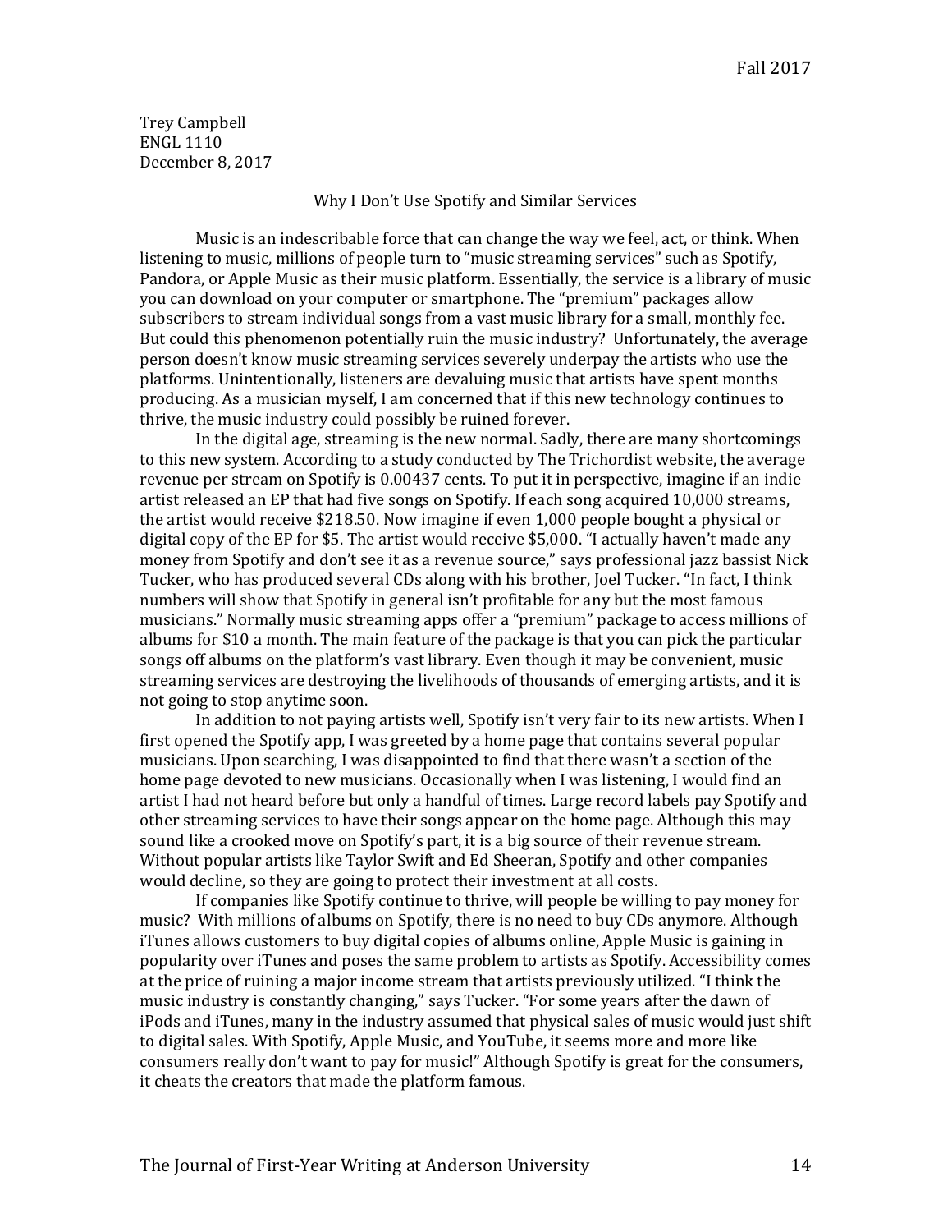Trey Campbell
ENGL 1110
December 8, 2017

## Why I Don't Use Spotify and Similar Services

Music is an indescribable force that can change the way we feel, act, or think. When listening to music, millions of people turn to "music streaming services" such as Spotify, Pandora, or Apple Music as their music platform. Essentially, the service is a library of music you can download on your computer or smartphone. The "premium" packages allow subscribers to stream individual songs from a vast music library for a small, monthly fee. But could this phenomenon potentially ruin the music industry? Unfortunately, the average person doesn't know music streaming services severely underpay the artists who use the platforms. Unintentionally, listeners are devaluing music that artists have spent months producing. As a musician myself, I am concerned that if this new technology continues to thrive, the music industry could possibly be ruined forever.

In the digital age, streaming is the new normal. Sadly, there are many shortcomings to this new system. According to a study conducted by The Trichordist website, the average revenue per stream on Spotify is 0.00437 cents. To put it in perspective, imagine if an indie artist released an EP that had five songs on Spotify. If each song acquired 10,000 streams, the artist would receive $218.50. Now imagine if even 1,000 people bought a physical or digital copy of the EP for $5. The artist would receive $5,000. "I actually haven't made any money from Spotify and don't see it as a revenue source," says professional jazz bassist Nick Tucker, who has produced several CDs along with his brother, Joel Tucker. "In fact, I think numbers will show that Spotify in general isn't profitable for any but the most famous musicians." Normally music streaming apps offer a "premium" package to access millions of albums for $10 a month. The main feature of the package is that you can pick the particular songs off albums on the platform's vast library. Even though it may be convenient, music streaming services are destroying the livelihoods of thousands of emerging artists, and it is not going to stop anytime soon.

In addition to not paying artists well, Spotify isn't very fair to its new artists. When I first opened the Spotify app, I was greeted by a home page that contains several popular musicians. Upon searching, I was disappointed to find that there wasn't a section of the home page devoted to new musicians. Occasionally when I was listening, I would find an artist I had not heard before but only a handful of times. Large record labels pay Spotify and other streaming services to have their songs appear on the home page. Although this may sound like a crooked move on Spotify's part, it is a big source of their revenue stream. Without popular artists like Taylor Swift and Ed Sheeran, Spotify and other companies would decline, so they are going to protect their investment at all costs.

If companies like Spotify continue to thrive, will people be willing to pay money for music? With millions of albums on Spotify, there is no need to buy CDs anymore. Although iTunes allows customers to buy digital copies of albums online, Apple Music is gaining in popularity over iTunes and poses the same problem to artists as Spotify. Accessibility comes at the price of ruining a major income stream that artists previously utilized. "I think the music industry is constantly changing," says Tucker. "For some years after the dawn of iPods and iTunes, many in the industry assumed that physical sales of music would just shift to digital sales. With Spotify, Apple Music, and YouTube, it seems more and more like consumers really don't want to pay for music!" Although Spotify is great for the consumers, it cheats the creators that made the platform famous.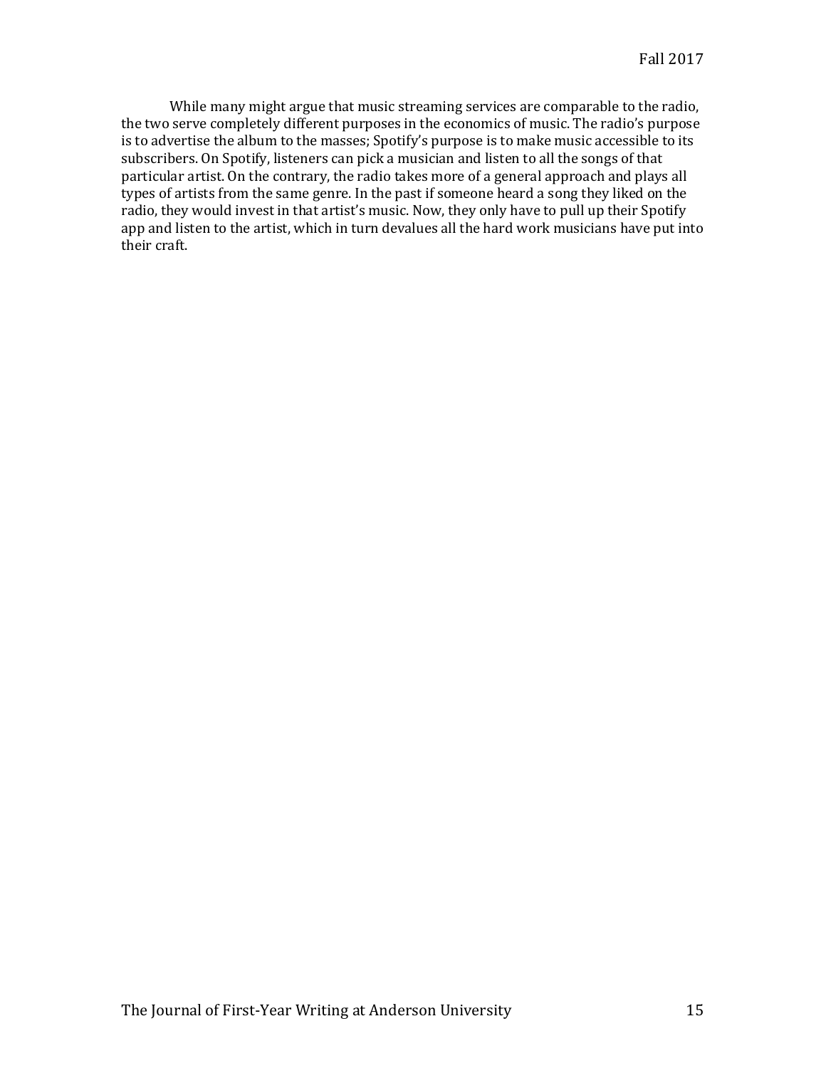While many might argue that music streaming services are comparable to the radio, the two serve completely different purposes in the economics of music. The radio's purpose is to advertise the album to the masses; Spotify's purpose is to make music accessible to its subscribers. On Spotify, listeners can pick a musician and listen to all the songs of that particular artist. On the contrary, the radio takes more of a general approach and plays all types of artists from the same genre. In the past if someone heard a song they liked on the radio, they would invest in that artist's music. Now, they only have to pull up their Spotify app and listen to the artist, which in turn devalues all the hard work musicians have put into their craft.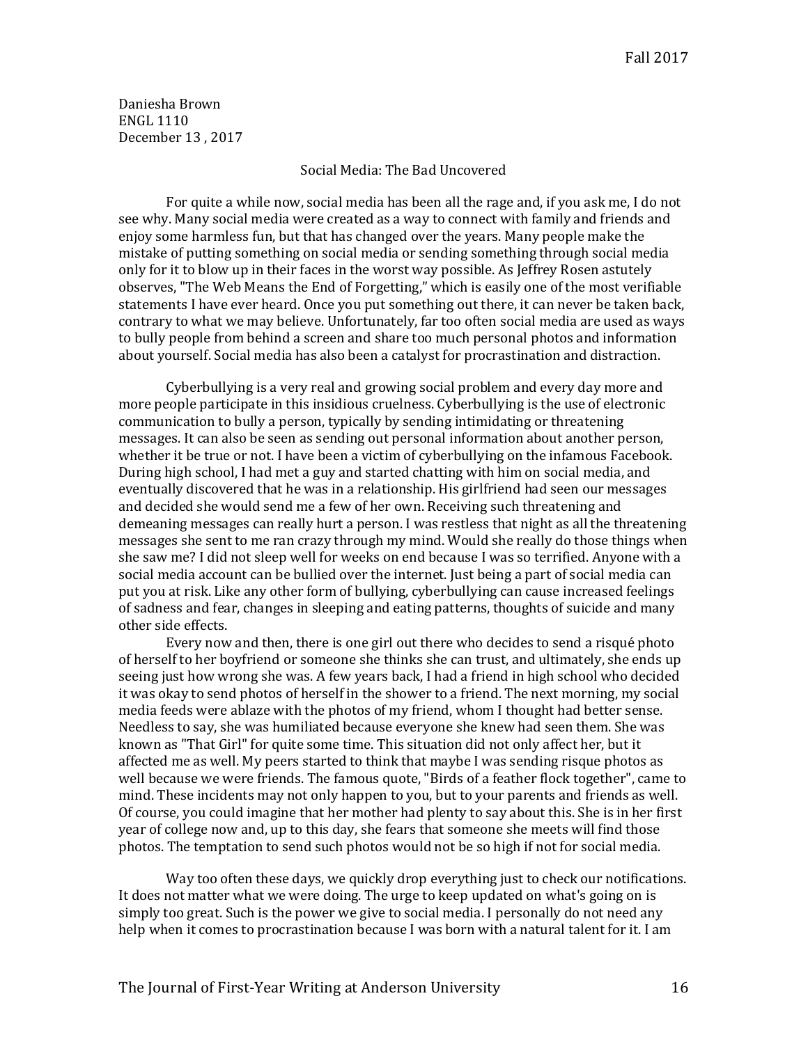Daniesha Brown
ENGL 1110
December 13 , 2017

## Social Media: The Bad Uncovered

For quite a while now, social media has been all the rage and, if you ask me, I do not see why. Many social media were created as a way to connect with family and friends and enjoy some harmless fun, but that has changed over the years. Many people make the mistake of putting something on social media or sending something through social media only for it to blow up in their faces in the worst way possible. As Jeffrey Rosen astutely observes, "The Web Means the End of Forgetting," which is easily one of the most verifiable statements I have ever heard. Once you put something out there, it can never be taken back, contrary to what we may believe. Unfortunately, far too often social media are used as ways to bully people from behind a screen and share too much personal photos and information about yourself. Social media has also been a catalyst for procrastination and distraction.

Cyberbullying is a very real and growing social problem and every day more and more people participate in this insidious cruelness. Cyberbullying is the use of electronic communication to bully a person, typically by sending intimidating or threatening messages. It can also be seen as sending out personal information about another person, whether it be true or not. I have been a victim of cyberbullying on the infamous Facebook. During high school, I had met a guy and started chatting with him on social media, and eventually discovered that he was in a relationship. His girlfriend had seen our messages and decided she would send me a few of her own. Receiving such threatening and demeaning messages can really hurt a person. I was restless that night as all the threatening messages she sent to me ran crazy through my mind. Would she really do those things when she saw me? I did not sleep well for weeks on end because I was so terrified. Anyone with a social media account can be bullied over the internet. Just being a part of social media can put you at risk. Like any other form of bullying, cyberbullying can cause increased feelings of sadness and fear, changes in sleeping and eating patterns, thoughts of suicide and many other side effects.

Every now and then, there is one girl out there who decides to send a risqué photo of herself to her boyfriend or someone she thinks she can trust, and ultimately, she ends up seeing just how wrong she was. A few years back, I had a friend in high school who decided it was okay to send photos of herself in the shower to a friend. The next morning, my social media feeds were ablaze with the photos of my friend, whom I thought had better sense. Needless to say, she was humiliated because everyone she knew had seen them. She was known as "That Girl" for quite some time. This situation did not only affect her, but it affected me as well. My peers started to think that maybe I was sending risque photos as well because we were friends. The famous quote, "Birds of a feather flock together", came to mind. These incidents may not only happen to you, but to your parents and friends as well. Of course, you could imagine that her mother had plenty to say about this. She is in her first year of college now and, up to this day, she fears that someone she meets will find those photos. The temptation to send such photos would not be so high if not for social media.

Way too often these days, we quickly drop everything just to check our notifications. It does not matter what we were doing. The urge to keep updated on what's going on is simply too great. Such is the power we give to social media. I personally do not need any help when it comes to procrastination because I was born with a natural talent for it. I am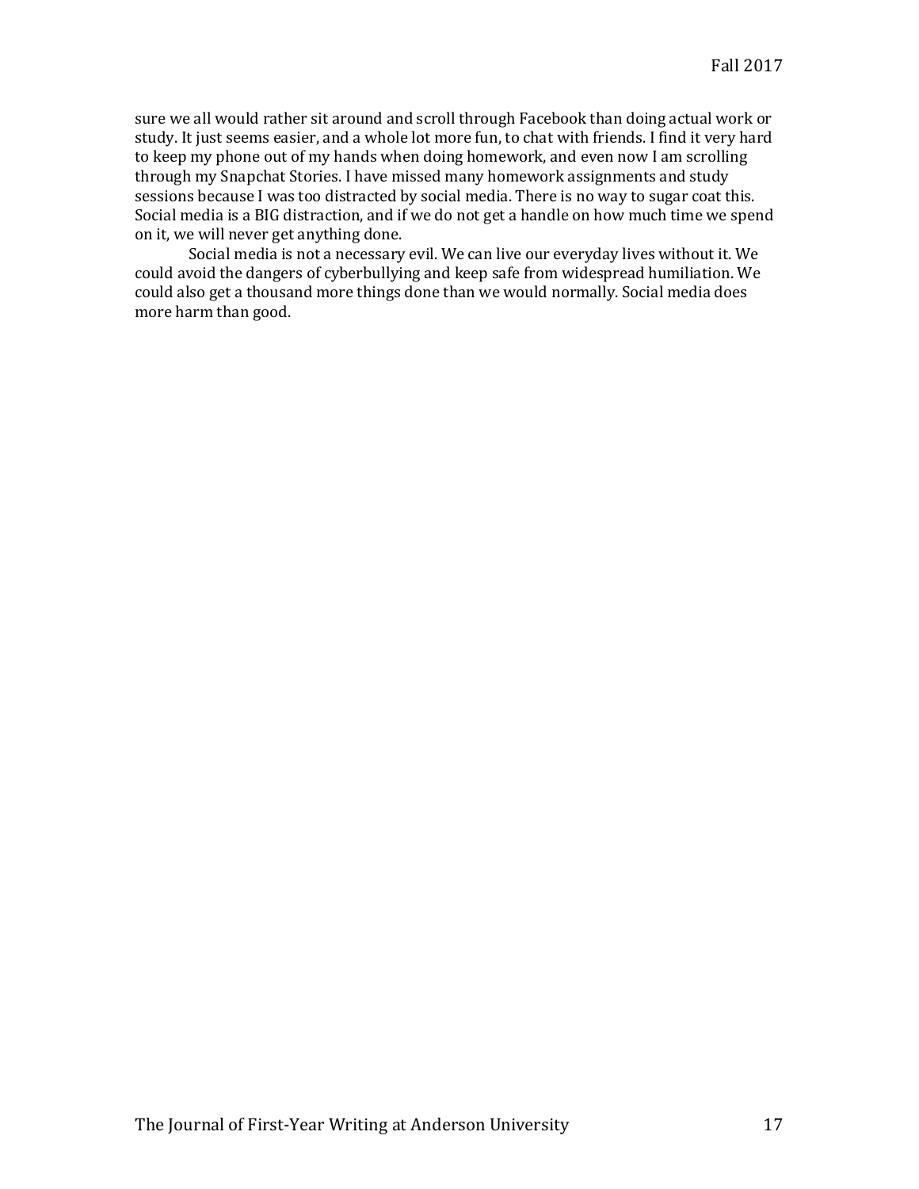sure we all would rather sit around and scroll through Facebook than doing actual work or study. It just seems easier, and a whole lot more fun, to chat with friends. I find it very hard to keep my phone out of my hands when doing homework, and even now I am scrolling through my Snapchat Stories. I have missed many homework assignments and study sessions because I was too distracted by social media. There is no way to sugar coat this. Social media is a BIG distraction, and if we do not get a handle on how much time we spend on it, we will never get anything done.

Social media is not a necessary evil. We can live our everyday lives without it. We could avoid the dangers of cyberbullying and keep safe from widespread humiliation. We could also get a thousand more things done than we would normally. Social media does more harm than good.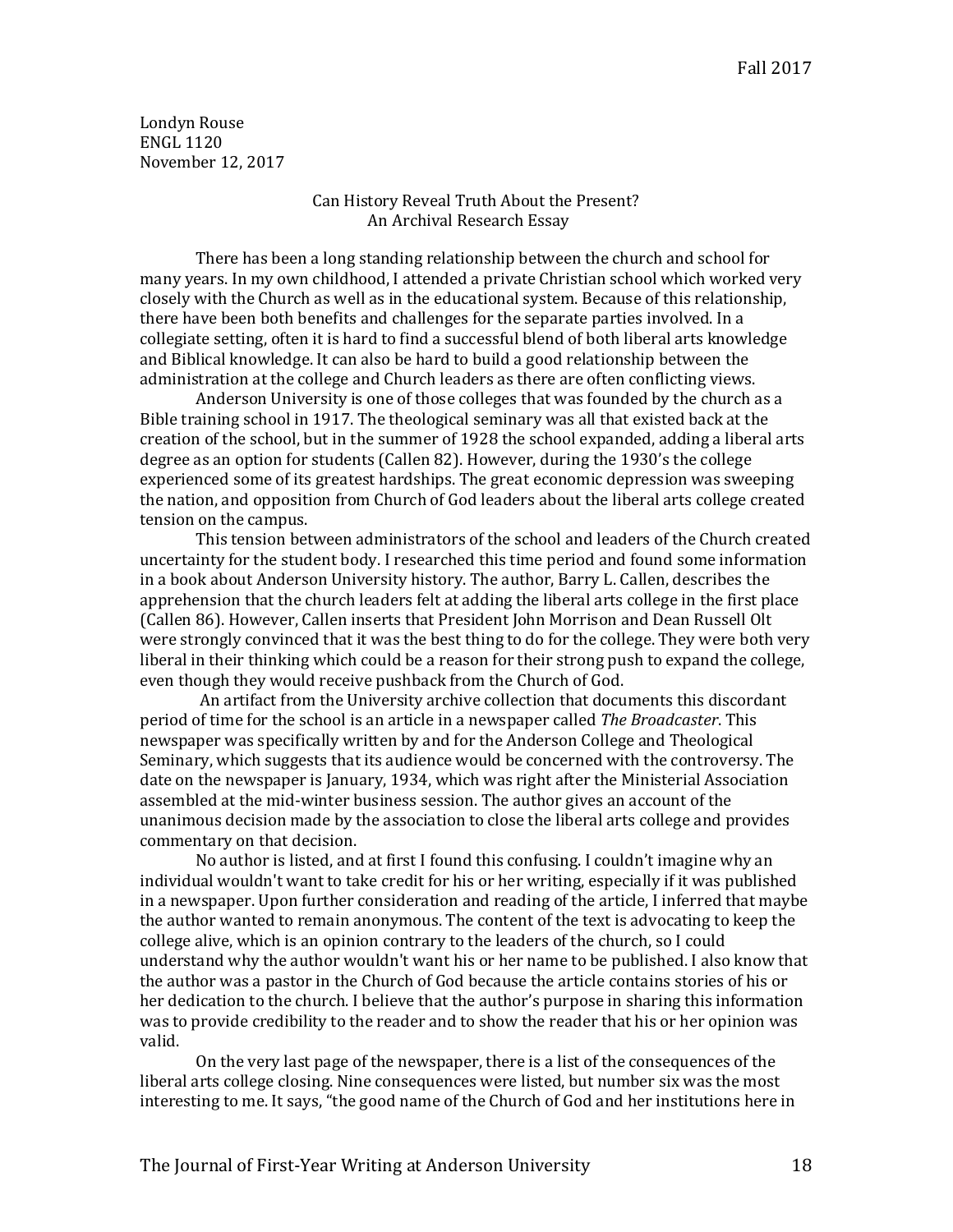Londyn Rouse
ENGL 1120
November 12, 2017

## Can History Reveal Truth About the Present?
## An Archival Research Essay

There has been a long standing relationship between the church and school for many years. In my own childhood, I attended a private Christian school which worked very closely with the Church as well as in the educational system. Because of this relationship, there have been both benefits and challenges for the separate parties involved. In a collegiate setting, often it is hard to find a successful blend of both liberal arts knowledge and Biblical knowledge. It can also be hard to build a good relationship between the administration at the college and Church leaders as there are often conflicting views.

Anderson University is one of those colleges that was founded by the church as a Bible training school in 1917. The theological seminary was all that existed back at the creation of the school, but in the summer of 1928 the school expanded, adding a liberal arts degree as an option for students (Callen 82). However, during the 1930's the college experienced some of its greatest hardships. The great economic depression was sweeping the nation, and opposition from Church of God leaders about the liberal arts college created tension on the campus.

This tension between administrators of the school and leaders of the Church created uncertainty for the student body. I researched this time period and found some information in a book about Anderson University history. The author, Barry L. Callen, describes the apprehension that the church leaders felt at adding the liberal arts college in the first place (Callen 86). However, Callen inserts that President John Morrison and Dean Russell Olt were strongly convinced that it was the best thing to do for the college. They were both very liberal in their thinking which could be a reason for their strong push to expand the college, even though they would receive pushback from the Church of God.

An artifact from the University archive collection that documents this discordant period of time for the school is an article in a newspaper called *The Broadcaster*. This newspaper was specifically written by and for the Anderson College and Theological Seminary, which suggests that its audience would be concerned with the controversy. The date on the newspaper is January, 1934, which was right after the Ministerial Association assembled at the mid-winter business session. The author gives an account of the unanimous decision made by the association to close the liberal arts college and provides commentary on that decision.

No author is listed, and at first I found this confusing. I couldn't imagine why an individual wouldn't want to take credit for his or her writing, especially if it was published in a newspaper. Upon further consideration and reading of the article, I inferred that maybe the author wanted to remain anonymous. The content of the text is advocating to keep the college alive, which is an opinion contrary to the leaders of the church, so I could understand why the author wouldn't want his or her name to be published. I also know that the author was a pastor in the Church of God because the article contains stories of his or her dedication to the church. I believe that the author's purpose in sharing this information was to provide credibility to the reader and to show the reader that his or her opinion was valid.

On the very last page of the newspaper, there is a list of the consequences of the liberal arts college closing. Nine consequences were listed, but number six was the most interesting to me. It says, "the good name of the Church of God and her institutions here in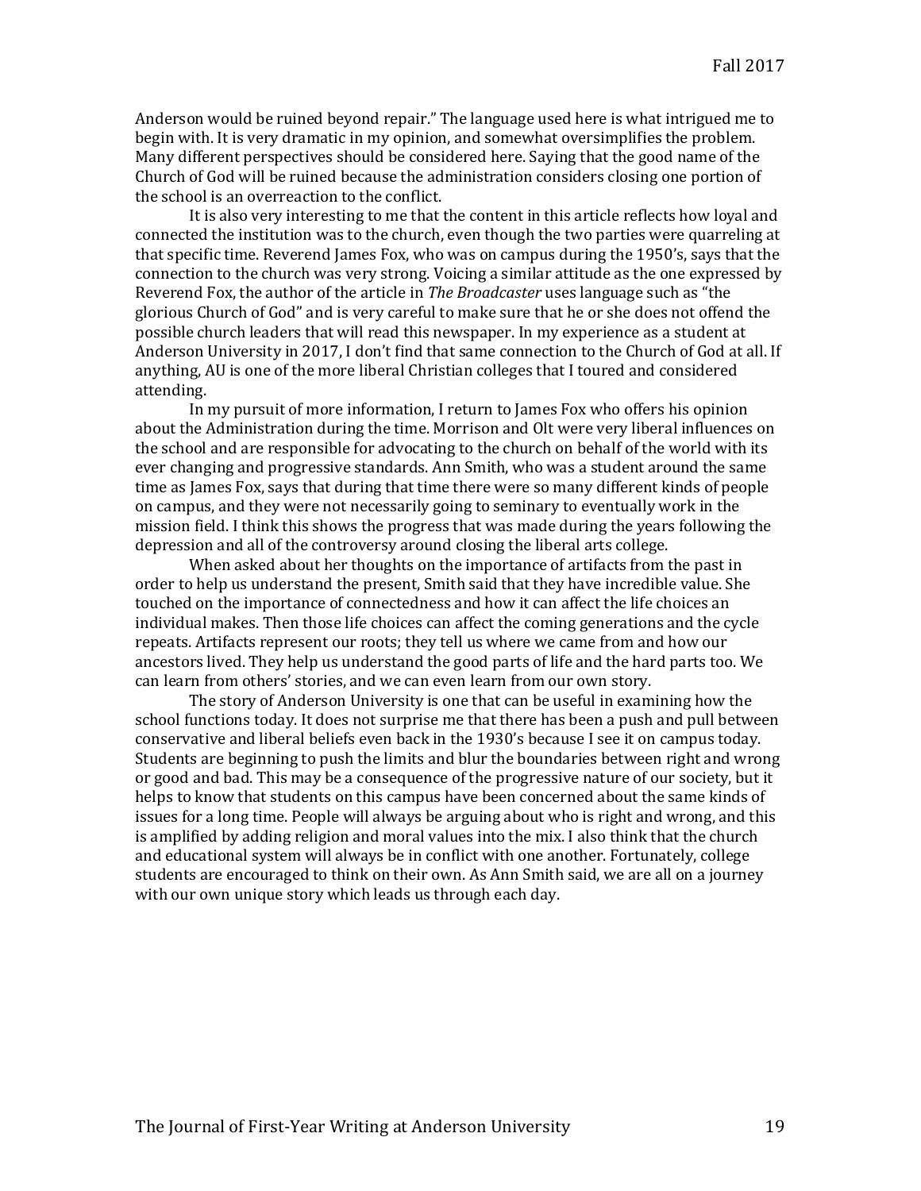Anderson would be ruined beyond repair." The language used here is what intrigued me to begin with. It is very dramatic in my opinion, and somewhat oversimplifies the problem. Many different perspectives should be considered here. Saying that the good name of the Church of God will be ruined because the administration considers closing one portion of the school is an overreaction to the conflict.

It is also very interesting to me that the content in this article reflects how loyal and connected the institution was to the church, even though the two parties were quarreling at that specific time. Reverend James Fox, who was on campus during the 1950's, says that the connection to the church was very strong. Voicing a similar attitude as the one expressed by Reverend Fox, the author of the article in *The Broadcaster* uses language such as "the glorious Church of God" and is very careful to make sure that he or she does not offend the possible church leaders that will read this newspaper. In my experience as a student at Anderson University in 2017, I don't find that same connection to the Church of God at all. If anything, AU is one of the more liberal Christian colleges that I toured and considered attending.

In my pursuit of more information, I return to James Fox who offers his opinion about the Administration during the time. Morrison and Olt were very liberal influences on the school and are responsible for advocating to the church on behalf of the world with its ever changing and progressive standards. Ann Smith, who was a student around the same time as James Fox, says that during that time there were so many different kinds of people on campus, and they were not necessarily going to seminary to eventually work in the mission field. I think this shows the progress that was made during the years following the depression and all of the controversy around closing the liberal arts college.

When asked about her thoughts on the importance of artifacts from the past in order to help us understand the present, Smith said that they have incredible value. She touched on the importance of connectedness and how it can affect the life choices an individual makes. Then those life choices can affect the coming generations and the cycle repeats. Artifacts represent our roots; they tell us where we came from and how our ancestors lived. They help us understand the good parts of life and the hard parts too. We can learn from others' stories, and we can even learn from our own story.

The story of Anderson University is one that can be useful in examining how the school functions today. It does not surprise me that there has been a push and pull between conservative and liberal beliefs even back in the 1930's because I see it on campus today. Students are beginning to push the limits and blur the boundaries between right and wrong or good and bad. This may be a consequence of the progressive nature of our society, but it helps to know that students on this campus have been concerned about the same kinds of issues for a long time. People will always be arguing about who is right and wrong, and this is amplified by adding religion and moral values into the mix. I also think that the church and educational system will always be in conflict with one another. Fortunately, college students are encouraged to think on their own. As Ann Smith said, we are all on a journey with our own unique story which leads us through each day.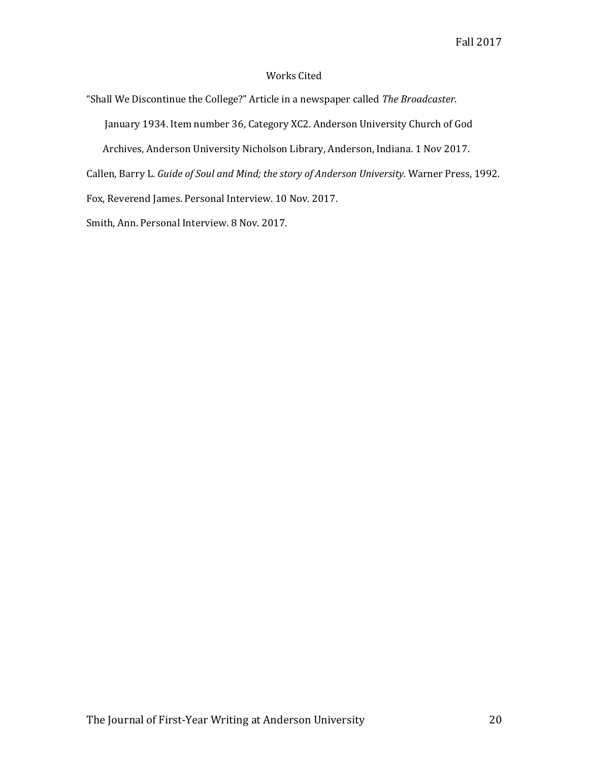## Works Cited

"Shall We Discontinue the College?" Article in a newspaper called *The Broadcaster*. January 1934. Item number 36, Category XC2. Anderson University Church of God Archives, Anderson University Nicholson Library, Anderson, Indiana. 1 Nov 2017.

Callen, Barry L. *Guide of Soul and Mind; the story of Anderson University.* Warner Press, 1992.

Fox, Reverend James. Personal Interview. 10 Nov. 2017.

Smith, Ann. Personal Interview. 8 Nov. 2017.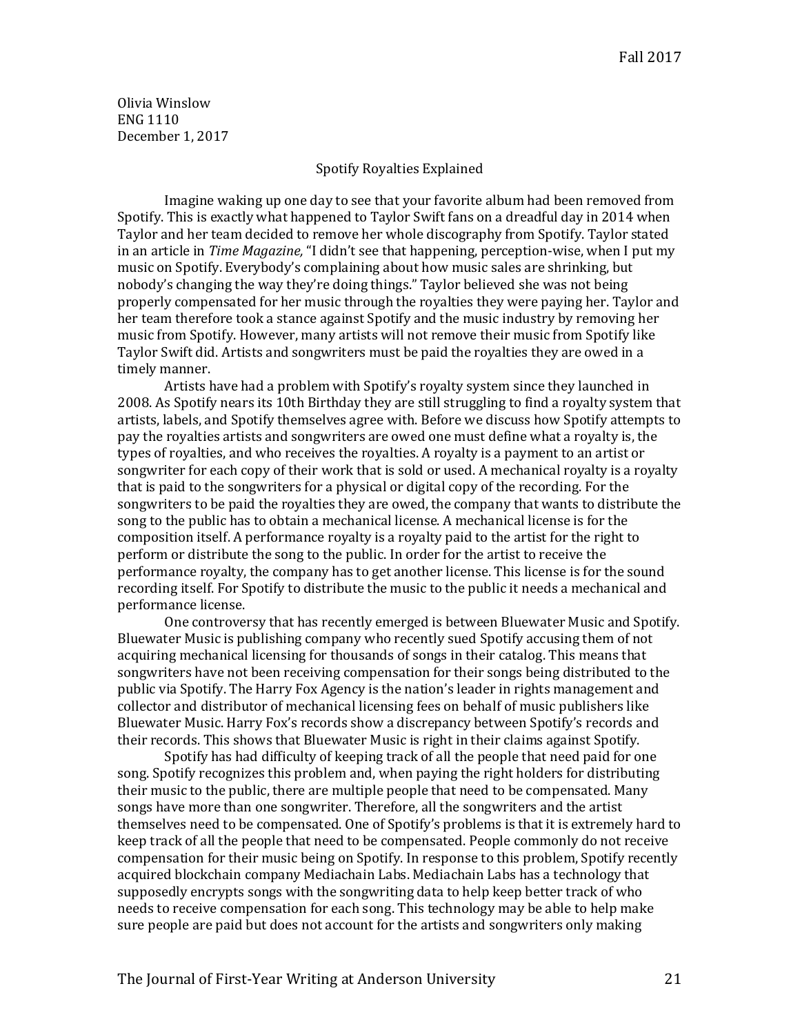Olivia Winslow
ENG 1110
December 1, 2017

# Spotify Royalties Explained

Imagine waking up one day to see that your favorite album had been removed from Spotify. This is exactly what happened to Taylor Swift fans on a dreadful day in 2014 when Taylor and her team decided to remove her whole discography from Spotify. Taylor stated in an article in *Time Magazine,* "I didn't see that happening, perception-wise, when I put my music on Spotify. Everybody's complaining about how music sales are shrinking, but nobody's changing the way they're doing things." Taylor believed she was not being properly compensated for her music through the royalties they were paying her. Taylor and her team therefore took a stance against Spotify and the music industry by removing her music from Spotify. However, many artists will not remove their music from Spotify like Taylor Swift did. Artists and songwriters must be paid the royalties they are owed in a timely manner.

Artists have had a problem with Spotify's royalty system since they launched in 2008. As Spotify nears its 10th Birthday they are still struggling to find a royalty system that artists, labels, and Spotify themselves agree with. Before we discuss how Spotify attempts to pay the royalties artists and songwriters are owed one must define what a royalty is, the types of royalties, and who receives the royalties. A royalty is a payment to an artist or songwriter for each copy of their work that is sold or used. A mechanical royalty is a royalty that is paid to the songwriters for a physical or digital copy of the recording. For the songwriters to be paid the royalties they are owed, the company that wants to distribute the song to the public has to obtain a mechanical license. A mechanical license is for the composition itself. A performance royalty is a royalty paid to the artist for the right to perform or distribute the song to the public. In order for the artist to receive the performance royalty, the company has to get another license. This license is for the sound recording itself. For Spotify to distribute the music to the public it needs a mechanical and performance license.

One controversy that has recently emerged is between Bluewater Music and Spotify. Bluewater Music is publishing company who recently sued Spotify accusing them of not acquiring mechanical licensing for thousands of songs in their catalog. This means that songwriters have not been receiving compensation for their songs being distributed to the public via Spotify. The Harry Fox Agency is the nation's leader in rights management and collector and distributor of mechanical licensing fees on behalf of music publishers like Bluewater Music. Harry Fox's records show a discrepancy between Spotify's records and their records. This shows that Bluewater Music is right in their claims against Spotify.

Spotify has had difficulty of keeping track of all the people that need paid for one song. Spotify recognizes this problem and, when paying the right holders for distributing their music to the public, there are multiple people that need to be compensated. Many songs have more than one songwriter. Therefore, all the songwriters and the artist themselves need to be compensated. One of Spotify's problems is that it is extremely hard to keep track of all the people that need to be compensated. People commonly do not receive compensation for their music being on Spotify. In response to this problem, Spotify recently acquired blockchain company Mediachain Labs. Mediachain Labs has a technology that supposedly encrypts songs with the songwriting data to help keep better track of who needs to receive compensation for each song. This technology may be able to help make sure people are paid but does not account for the artists and songwriters only making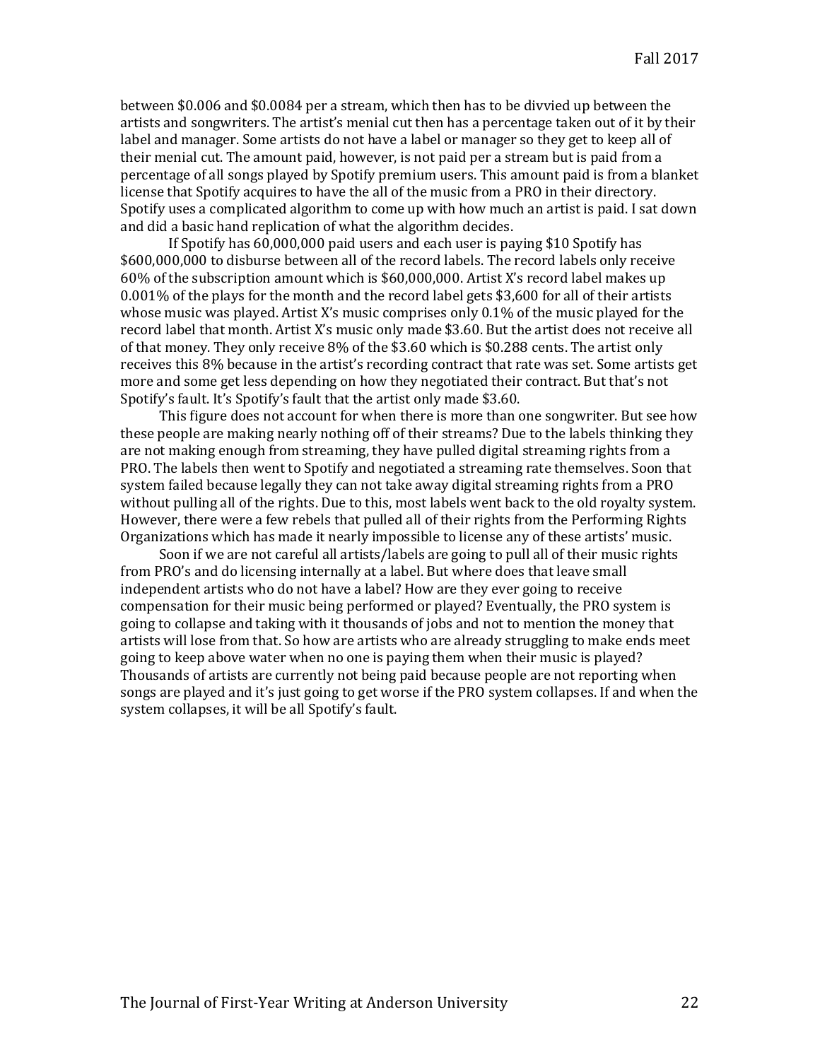between $0.006 and $0.0084 per a stream, which then has to be divvied up between the artists and songwriters. The artist's menial cut then has a percentage taken out of it by their label and manager. Some artists do not have a label or manager so they get to keep all of their menial cut. The amount paid, however, is not paid per a stream but is paid from a percentage of all songs played by Spotify premium users. This amount paid is from a blanket license that Spotify acquires to have the all of the music from a PRO in their directory. Spotify uses a complicated algorithm to come up with how much an artist is paid. I sat down and did a basic hand replication of what the algorithm decides.

If Spotify has 60,000,000 paid users and each user is paying $10 Spotify has $600,000,000 to disburse between all of the record labels. The record labels only receive 60% of the subscription amount which is $60,000,000. Artist X's record label makes up 0.001% of the plays for the month and the record label gets $3,600 for all of their artists whose music was played. Artist X's music comprises only 0.1% of the music played for the record label that month. Artist X's music only made $3.60. But the artist does not receive all of that money. They only receive 8% of the $3.60 which is $0.288 cents. The artist only receives this 8% because in the artist's recording contract that rate was set. Some artists get more and some get less depending on how they negotiated their contract. But that's not Spotify's fault. It's Spotify's fault that the artist only made $3.60.

This figure does not account for when there is more than one songwriter. But see how these people are making nearly nothing off of their streams? Due to the labels thinking they are not making enough from streaming, they have pulled digital streaming rights from a PRO. The labels then went to Spotify and negotiated a streaming rate themselves. Soon that system failed because legally they can not take away digital streaming rights from a PRO without pulling all of the rights. Due to this, most labels went back to the old royalty system. However, there were a few rebels that pulled all of their rights from the Performing Rights Organizations which has made it nearly impossible to license any of these artists' music.

Soon if we are not careful all artists/labels are going to pull all of their music rights from PRO's and do licensing internally at a label. But where does that leave small independent artists who do not have a label? How are they ever going to receive compensation for their music being performed or played? Eventually, the PRO system is going to collapse and taking with it thousands of jobs and not to mention the money that artists will lose from that. So how are artists who are already struggling to make ends meet going to keep above water when no one is paying them when their music is played? Thousands of artists are currently not being paid because people are not reporting when songs are played and it's just going to get worse if the PRO system collapses. If and when the system collapses, it will be all Spotify's fault.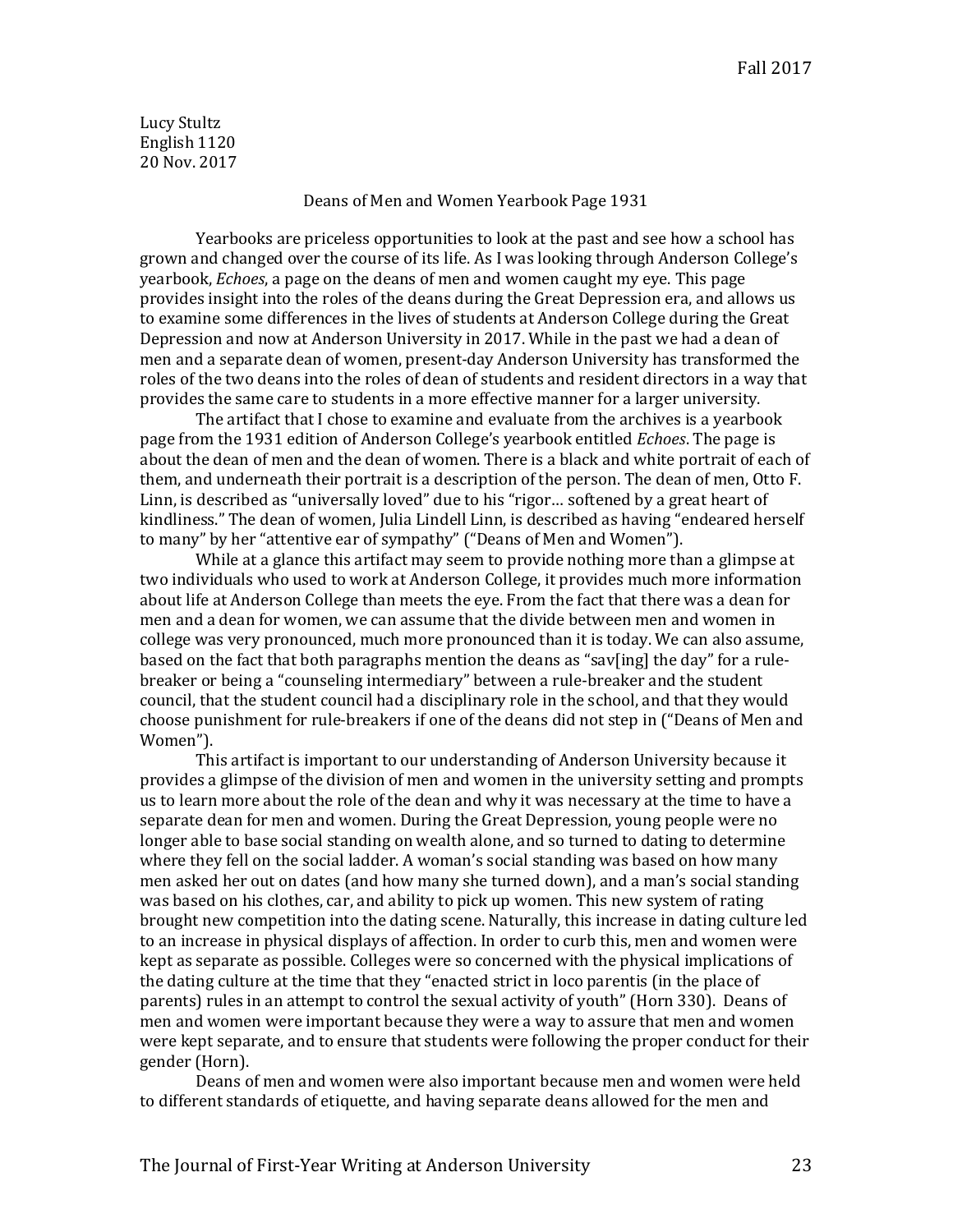Lucy Stultz
English 1120
20 Nov. 2017

## Deans of Men and Women Yearbook Page 1931

Yearbooks are priceless opportunities to look at the past and see how a school has grown and changed over the course of its life. As I was looking through Anderson College's yearbook, *Echoes*, a page on the deans of men and women caught my eye. This page provides insight into the roles of the deans during the Great Depression era, and allows us to examine some differences in the lives of students at Anderson College during the Great Depression and now at Anderson University in 2017. While in the past we had a dean of men and a separate dean of women, present-day Anderson University has transformed the roles of the two deans into the roles of dean of students and resident directors in a way that provides the same care to students in a more effective manner for a larger university.

The artifact that I chose to examine and evaluate from the archives is a yearbook page from the 1931 edition of Anderson College's yearbook entitled *Echoes*. The page is about the dean of men and the dean of women. There is a black and white portrait of each of them, and underneath their portrait is a description of the person. The dean of men, Otto F. Linn, is described as "universally loved" due to his "rigor… softened by a great heart of kindliness." The dean of women, Julia Lindell Linn, is described as having "endeared herself to many" by her "attentive ear of sympathy" ("Deans of Men and Women").

While at a glance this artifact may seem to provide nothing more than a glimpse at two individuals who used to work at Anderson College, it provides much more information about life at Anderson College than meets the eye. From the fact that there was a dean for men and a dean for women, we can assume that the divide between men and women in college was very pronounced, much more pronounced than it is today. We can also assume, based on the fact that both paragraphs mention the deans as "sav[ing] the day" for a rule-breaker or being a "counseling intermediary" between a rule-breaker and the student council, that the student council had a disciplinary role in the school, and that they would choose punishment for rule-breakers if one of the deans did not step in ("Deans of Men and Women").

This artifact is important to our understanding of Anderson University because it provides a glimpse of the division of men and women in the university setting and prompts us to learn more about the role of the dean and why it was necessary at the time to have a separate dean for men and women. During the Great Depression, young people were no longer able to base social standing on wealth alone, and so turned to dating to determine where they fell on the social ladder. A woman's social standing was based on how many men asked her out on dates (and how many she turned down), and a man's social standing was based on his clothes, car, and ability to pick up women. This new system of rating brought new competition into the dating scene. Naturally, this increase in dating culture led to an increase in physical displays of affection. In order to curb this, men and women were kept as separate as possible. Colleges were so concerned with the physical implications of the dating culture at the time that they "enacted strict in loco parentis (in the place of parents) rules in an attempt to control the sexual activity of youth" (Horn 330). Deans of men and women were important because they were a way to assure that men and women were kept separate, and to ensure that students were following the proper conduct for their gender (Horn).

Deans of men and women were also important because men and women were held to different standards of etiquette, and having separate deans allowed for the men and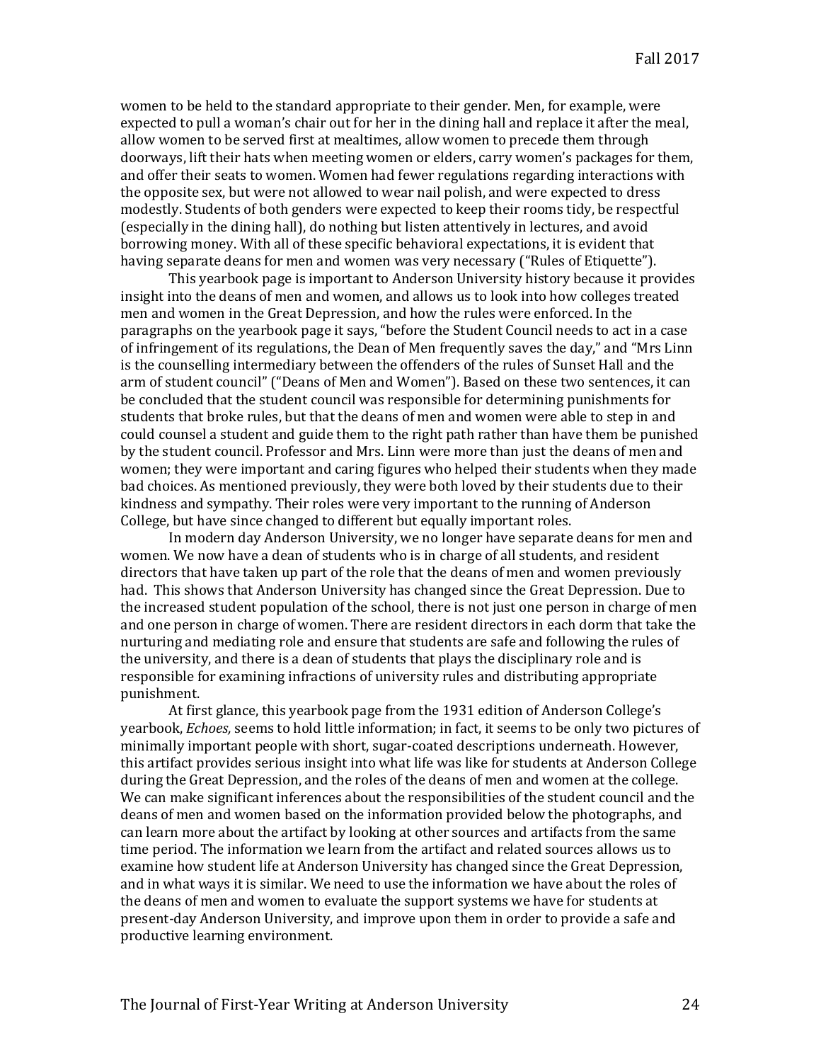women to be held to the standard appropriate to their gender. Men, for example, were expected to pull a woman's chair out for her in the dining hall and replace it after the meal, allow women to be served first at mealtimes, allow women to precede them through doorways, lift their hats when meeting women or elders, carry women's packages for them, and offer their seats to women. Women had fewer regulations regarding interactions with the opposite sex, but were not allowed to wear nail polish, and were expected to dress modestly. Students of both genders were expected to keep their rooms tidy, be respectful (especially in the dining hall), do nothing but listen attentively in lectures, and avoid borrowing money. With all of these specific behavioral expectations, it is evident that having separate deans for men and women was very necessary ("Rules of Etiquette").

This yearbook page is important to Anderson University history because it provides insight into the deans of men and women, and allows us to look into how colleges treated men and women in the Great Depression, and how the rules were enforced. In the paragraphs on the yearbook page it says, "before the Student Council needs to act in a case of infringement of its regulations, the Dean of Men frequently saves the day," and "Mrs Linn is the counselling intermediary between the offenders of the rules of Sunset Hall and the arm of student council" ("Deans of Men and Women"). Based on these two sentences, it can be concluded that the student council was responsible for determining punishments for students that broke rules, but that the deans of men and women were able to step in and could counsel a student and guide them to the right path rather than have them be punished by the student council. Professor and Mrs. Linn were more than just the deans of men and women; they were important and caring figures who helped their students when they made bad choices. As mentioned previously, they were both loved by their students due to their kindness and sympathy. Their roles were very important to the running of Anderson College, but have since changed to different but equally important roles.

In modern day Anderson University, we no longer have separate deans for men and women. We now have a dean of students who is in charge of all students, and resident directors that have taken up part of the role that the deans of men and women previously had. This shows that Anderson University has changed since the Great Depression. Due to the increased student population of the school, there is not just one person in charge of men and one person in charge of women. There are resident directors in each dorm that take the nurturing and mediating role and ensure that students are safe and following the rules of the university, and there is a dean of students that plays the disciplinary role and is responsible for examining infractions of university rules and distributing appropriate punishment.

At first glance, this yearbook page from the 1931 edition of Anderson College's yearbook, *Echoes,* seems to hold little information; in fact, it seems to be only two pictures of minimally important people with short, sugar-coated descriptions underneath. However, this artifact provides serious insight into what life was like for students at Anderson College during the Great Depression, and the roles of the deans of men and women at the college. We can make significant inferences about the responsibilities of the student council and the deans of men and women based on the information provided below the photographs, and can learn more about the artifact by looking at other sources and artifacts from the same time period. The information we learn from the artifact and related sources allows us to examine how student life at Anderson University has changed since the Great Depression, and in what ways it is similar. We need to use the information we have about the roles of the deans of men and women to evaluate the support systems we have for students at present-day Anderson University, and improve upon them in order to provide a safe and productive learning environment.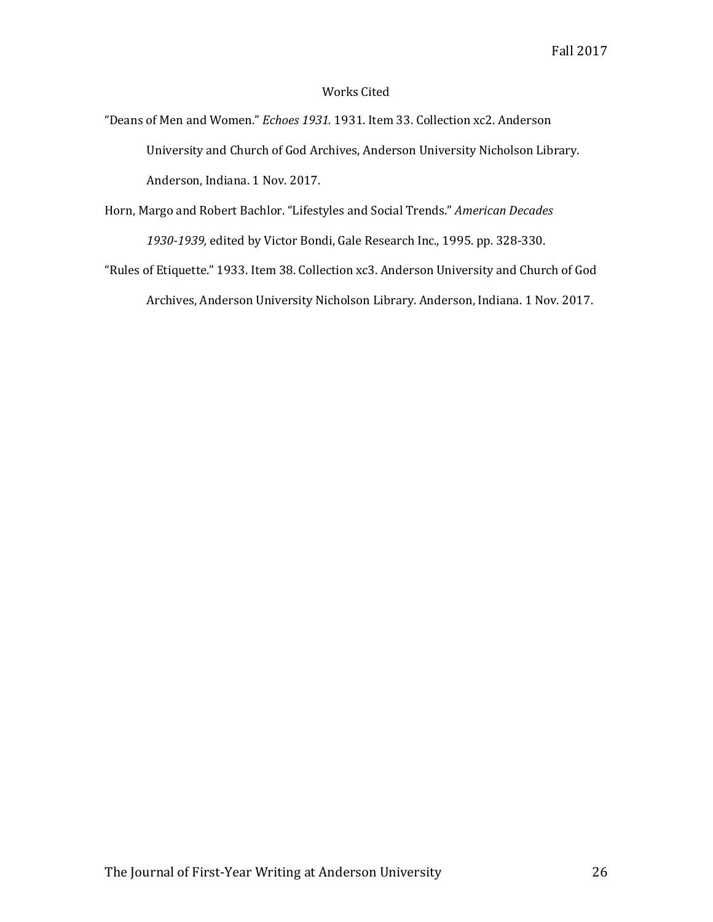# Works Cited

"Deans of Men and Women." *Echoes 1931.* 1931. Item 33. Collection xc2. Anderson University and Church of God Archives, Anderson University Nicholson Library. Anderson, Indiana. 1 Nov. 2017.

Horn, Margo and Robert Bachlor. "Lifestyles and Social Trends." *American Decades 1930-1939,* edited by Victor Bondi, Gale Research Inc., 1995. pp. 328-330.

"Rules of Etiquette." 1933. Item 38. Collection xc3. Anderson University and Church of God Archives, Anderson University Nicholson Library. Anderson, Indiana. 1 Nov. 2017.